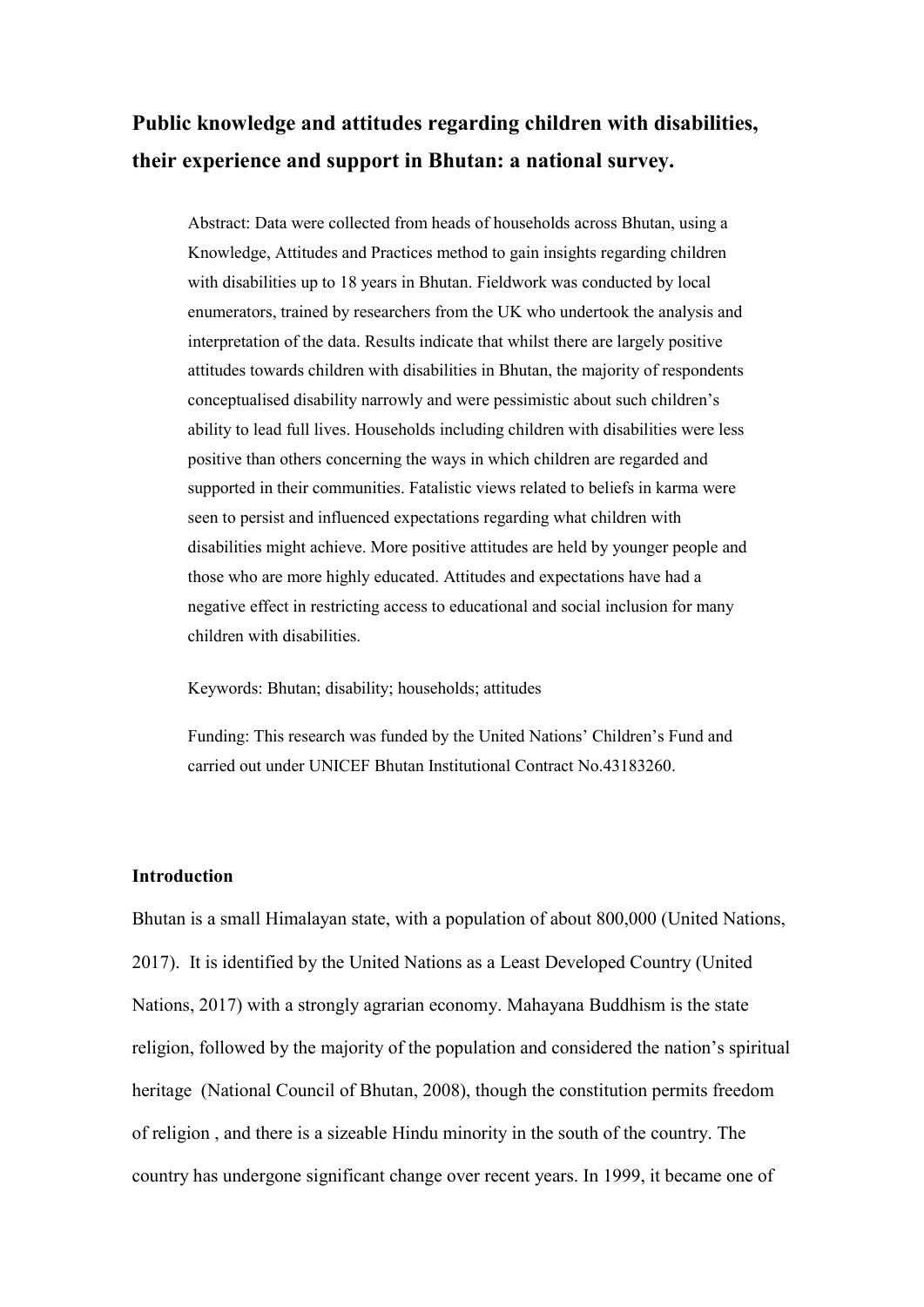# Public knowledge and attitudes regarding children with disabilities, their experience and support in Bhutan: a national survey.

Abstract: Data were collected from heads of households across Bhutan, using a Knowledge, Attitudes and Practices method to gain insights regarding children with disabilities up to 18 years in Bhutan. Fieldwork was conducted by local enumerators, trained by researchers from the UK who undertook the analysis and interpretation of the data. Results indicate that whilst there are largely positive attitudes towards children with disabilities in Bhutan, the majority of respondents conceptualised disability narrowly and were pessimistic about such children's ability to lead full lives. Households including children with disabilities were less positive than others concerning the ways in which children are regarded and supported in their communities. Fatalistic views related to beliefs in karma were seen to persist and influenced expectations regarding what children with disabilities might achieve. More positive attitudes are held by younger people and those who are more highly educated. Attitudes and expectations have had a negative effect in restricting access to educational and social inclusion for many children with disabilities.

Keywords: Bhutan; disability; households; attitudes

Funding: This research was funded by the United Nations' Children's Fund and carried out under UNICEF Bhutan Institutional Contract No.43183260.

## Introduction

Bhutan is a small Himalayan state, with a population of about 800,000 (United Nations, 2017). It is identified by the United Nations as a Least Developed Country (United Nations, 2017) with a strongly agrarian economy. Mahayana Buddhism is the state religion, followed by the majority of the population and considered the nation's spiritual heritage (National Council of Bhutan, 2008), though the constitution permits freedom of religion , and there is a sizeable Hindu minority in the south of the country. The country has undergone significant change over recent years. In 1999, it became one of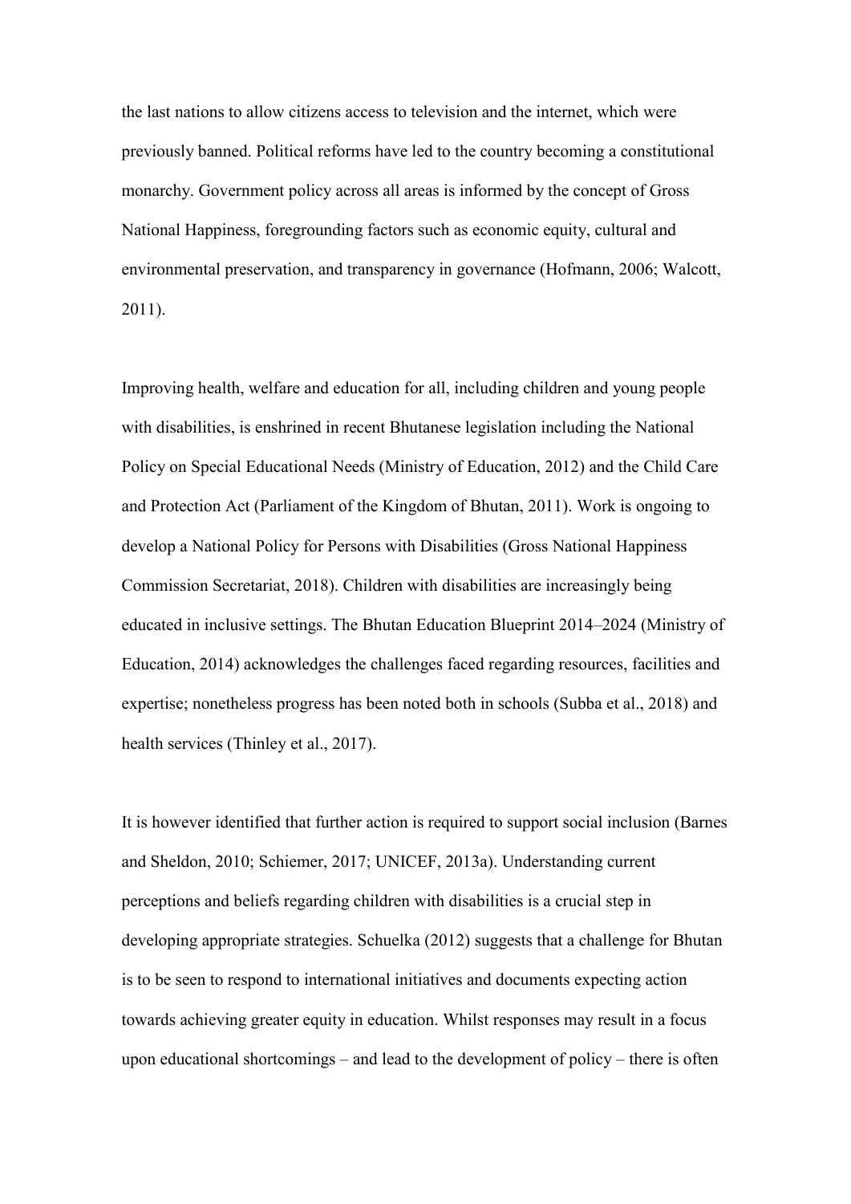the last nations to allow citizens access to television and the internet, which were previously banned. Political reforms have led to the country becoming a constitutional monarchy. Government policy across all areas is informed by the concept of Gross National Happiness, foregrounding factors such as economic equity, cultural and environmental preservation, and transparency in governance (Hofmann, 2006; Walcott, 2011).

Improving health, welfare and education for all, including children and young people with disabilities, is enshrined in recent Bhutanese legislation including the National Policy on Special Educational Needs (Ministry of Education, 2012) and the Child Care and Protection Act (Parliament of the Kingdom of Bhutan, 2011). Work is ongoing to develop a National Policy for Persons with Disabilities (Gross National Happiness Commission Secretariat, 2018). Children with disabilities are increasingly being educated in inclusive settings. The Bhutan Education Blueprint 2014–2024 (Ministry of Education, 2014) acknowledges the challenges faced regarding resources, facilities and expertise; nonetheless progress has been noted both in schools (Subba et al., 2018) and health services (Thinley et al., 2017).

It is however identified that further action is required to support social inclusion (Barnes and Sheldon, 2010; Schiemer, 2017; UNICEF, 2013a). Understanding current perceptions and beliefs regarding children with disabilities is a crucial step in developing appropriate strategies. Schuelka (2012) suggests that a challenge for Bhutan is to be seen to respond to international initiatives and documents expecting action towards achieving greater equity in education. Whilst responses may result in a focus upon educational shortcomings – and lead to the development of policy – there is often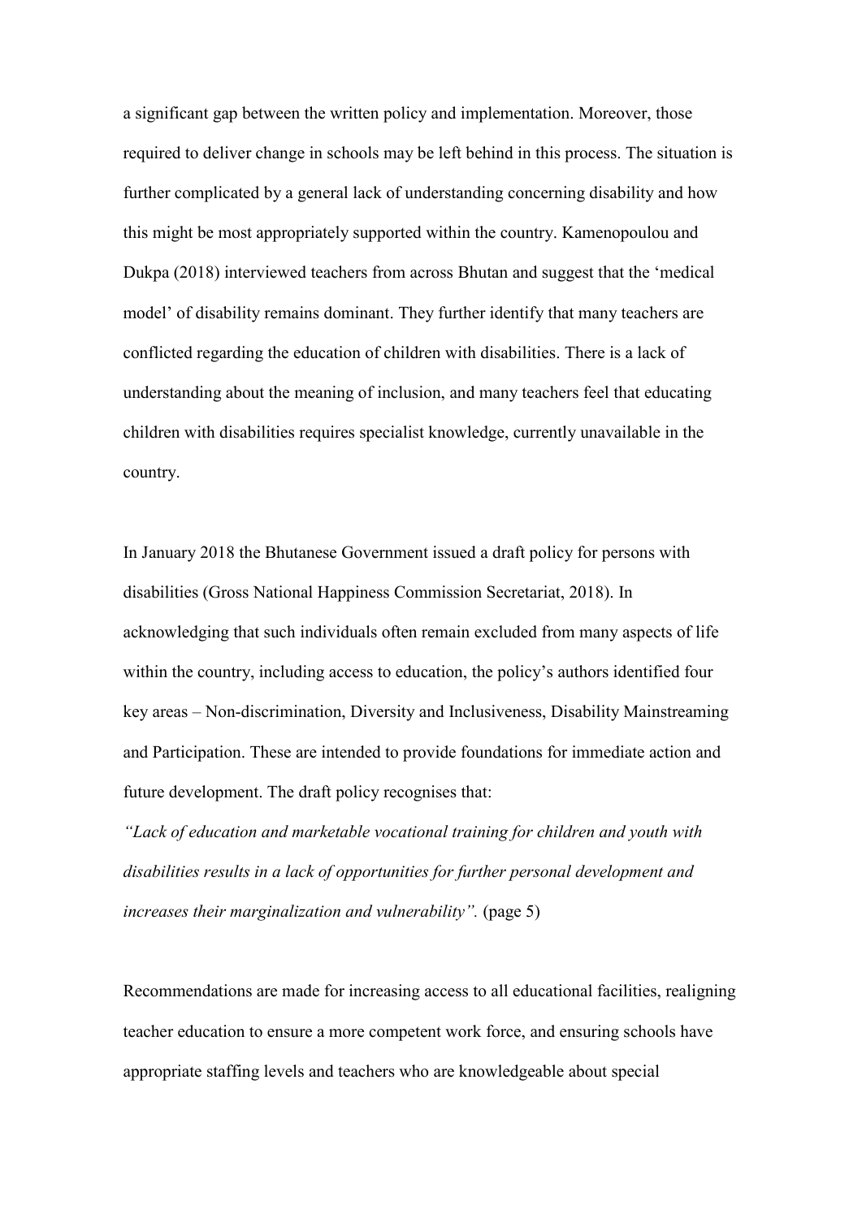a significant gap between the written policy and implementation. Moreover, those required to deliver change in schools may be left behind in this process. The situation is further complicated by a general lack of understanding concerning disability and how this might be most appropriately supported within the country. Kamenopoulou and Dukpa (2018) interviewed teachers from across Bhutan and suggest that the 'medical model' of disability remains dominant. They further identify that many teachers are conflicted regarding the education of children with disabilities. There is a lack of understanding about the meaning of inclusion, and many teachers feel that educating children with disabilities requires specialist knowledge, currently unavailable in the country.

In January 2018 the Bhutanese Government issued a draft policy for persons with disabilities (Gross National Happiness Commission Secretariat, 2018). In acknowledging that such individuals often remain excluded from many aspects of life within the country, including access to education, the policy's authors identified four key areas – Non-discrimination, Diversity and Inclusiveness, Disability Mainstreaming and Participation. These are intended to provide foundations for immediate action and future development. The draft policy recognises that:

*"Lack of education and marketable vocational training for children and youth with disabilities results in a lack of opportunities for further personal development and increases their marginalization and vulnerability".* (page 5)

Recommendations are made for increasing access to all educational facilities, realigning teacher education to ensure a more competent work force, and ensuring schools have appropriate staffing levels and teachers who are knowledgeable about special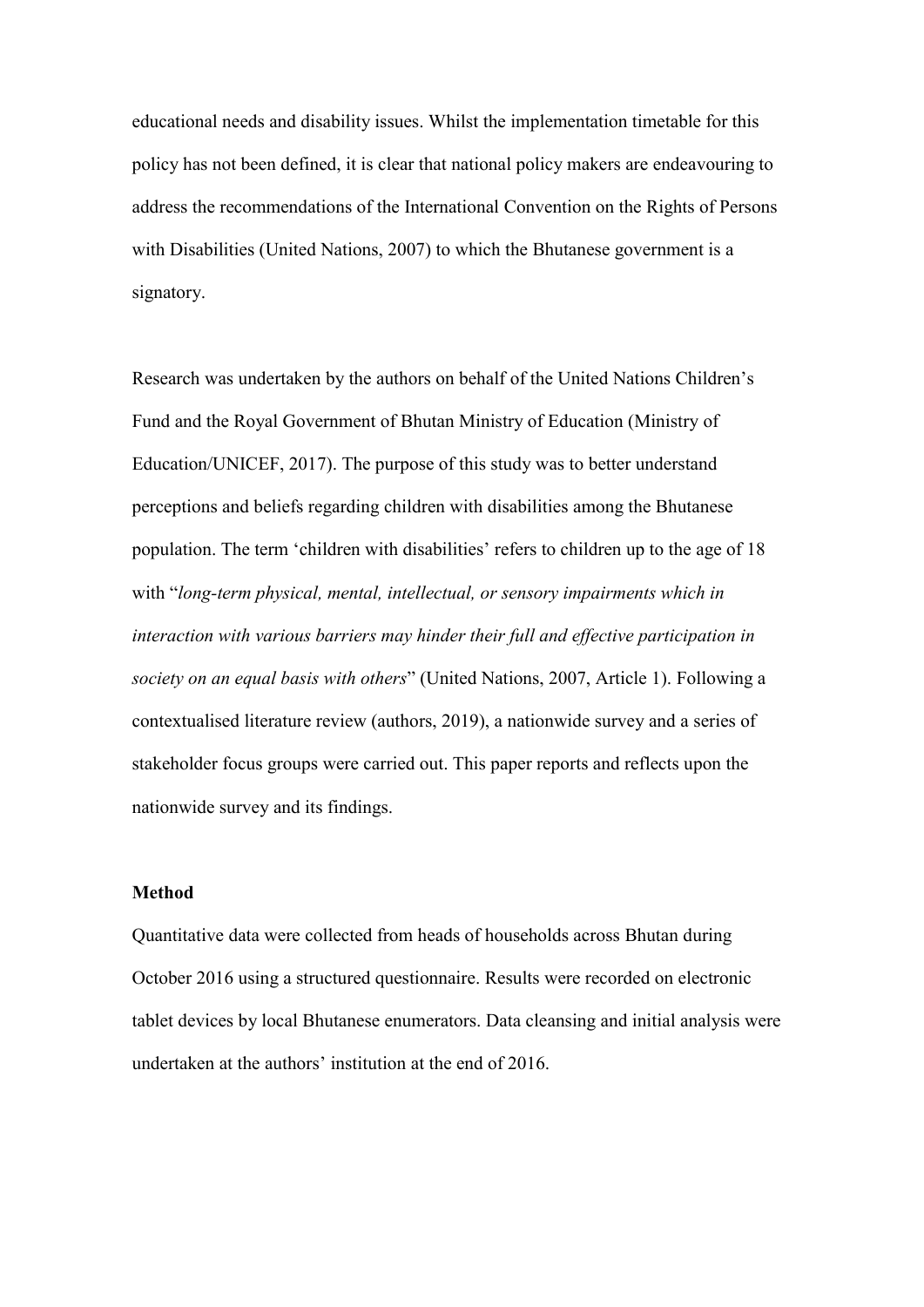educational needs and disability issues. Whilst the implementation timetable for this policy has not been defined, it is clear that national policy makers are endeavouring to address the recommendations of the International Convention on the Rights of Persons with Disabilities (United Nations, 2007) to which the Bhutanese government is a signatory.

Research was undertaken by the authors on behalf of the United Nations Children's Fund and the Royal Government of Bhutan Ministry of Education (Ministry of Education/UNICEF, 2017). The purpose of this study was to better understand perceptions and beliefs regarding children with disabilities among the Bhutanese population. The term 'children with disabilities' refers to children up to the age of 18 with "*long-term physical, mental, intellectual, or sensory impairments which in interaction with various barriers may hinder their full and effective participation in society on an equal basis with others*" (United Nations, 2007, Article 1). Following a contextualised literature review (authors, 2019), a nationwide survey and a series of stakeholder focus groups were carried out. This paper reports and reflects upon the nationwide survey and its findings.

**Method**

Quantitative data were collected from heads of households across Bhutan during October 2016 using a structured questionnaire. Results were recorded on electronic tablet devices by local Bhutanese enumerators. Data cleansing and initial analysis were undertaken at the authors' institution at the end of 2016.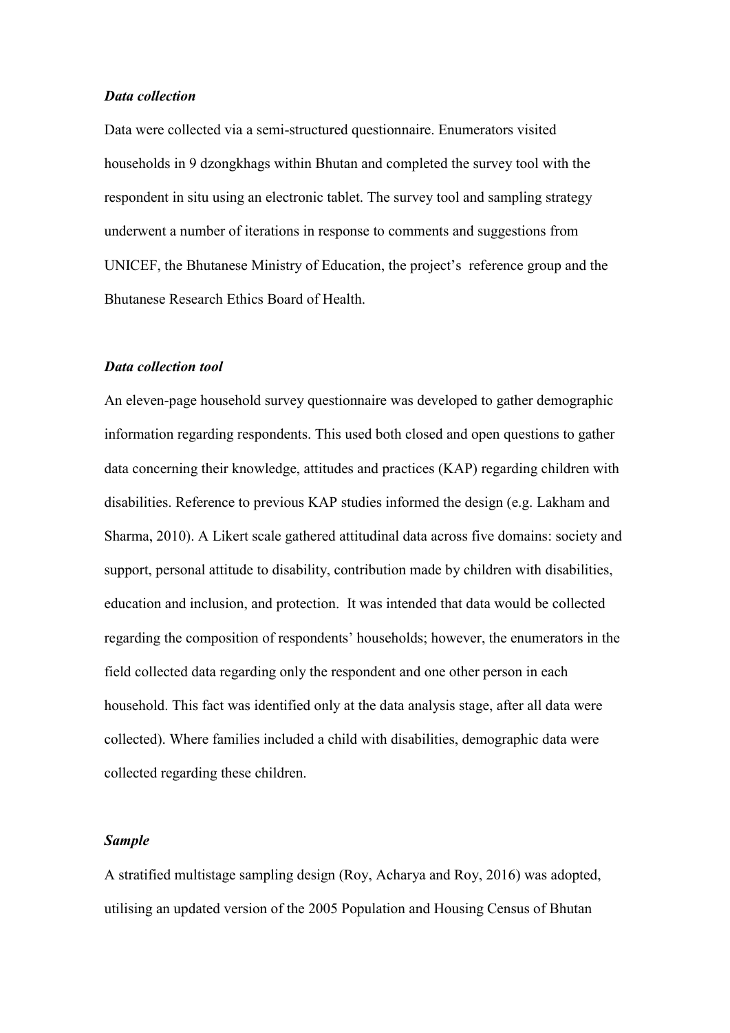***Data collection***

Data were collected via a semi-structured questionnaire. Enumerators visited households in 9 dzongkhags within Bhutan and completed the survey tool with the respondent in situ using an electronic tablet. The survey tool and sampling strategy underwent a number of iterations in response to comments and suggestions from UNICEF, the Bhutanese Ministry of Education, the project's reference group and the Bhutanese Research Ethics Board of Health.

***Data collection tool***

An eleven-page household survey questionnaire was developed to gather demographic information regarding respondents. This used both closed and open questions to gather data concerning their knowledge, attitudes and practices (KAP) regarding children with disabilities. Reference to previous KAP studies informed the design (e.g. Lakham and Sharma, 2010). A Likert scale gathered attitudinal data across five domains: society and support, personal attitude to disability, contribution made by children with disabilities, education and inclusion, and protection. It was intended that data would be collected regarding the composition of respondents' households; however, the enumerators in the field collected data regarding only the respondent and one other person in each household. This fact was identified only at the data analysis stage, after all data were collected). Where families included a child with disabilities, demographic data were collected regarding these children.

***Sample***

A stratified multistage sampling design (Roy, Acharya and Roy, 2016) was adopted, utilising an updated version of the 2005 Population and Housing Census of Bhutan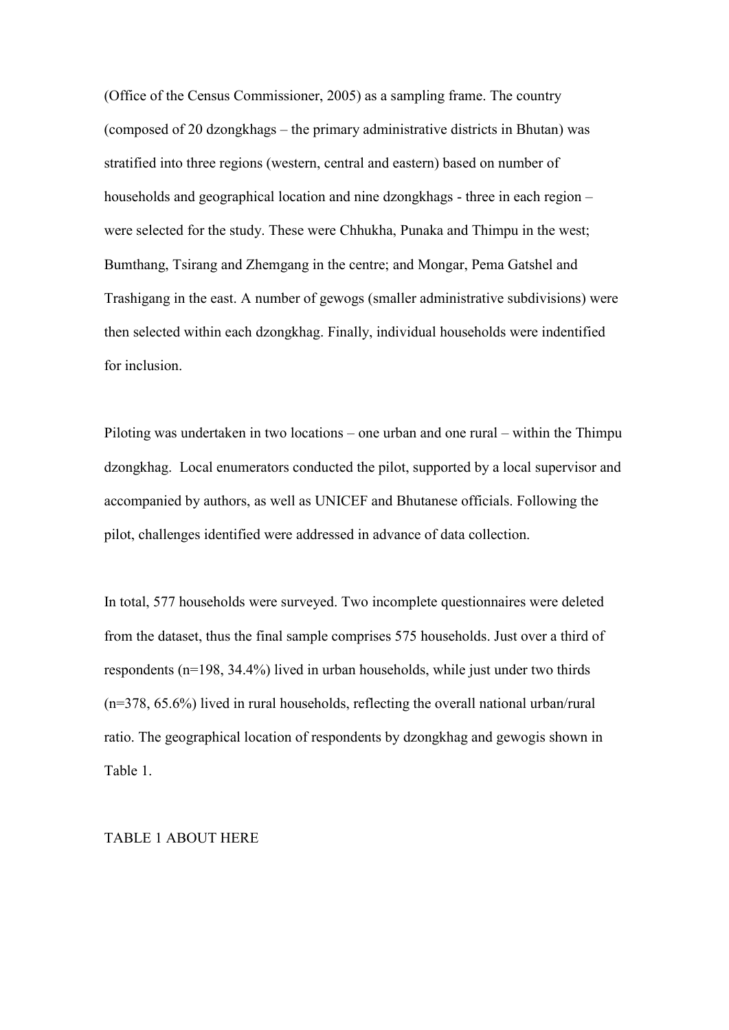(Office of the Census Commissioner, 2005) as a sampling frame. The country (composed of 20 dzongkhags – the primary administrative districts in Bhutan) was stratified into three regions (western, central and eastern) based on number of households and geographical location and nine dzongkhags - three in each region – were selected for the study. These were Chhukha, Punaka and Thimpu in the west; Bumthang, Tsirang and Zhemgang in the centre; and Mongar, Pema Gatshel and Trashigang in the east. A number of gewogs (smaller administrative subdivisions) were then selected within each dzongkhag. Finally, individual households were indentified for inclusion.

Piloting was undertaken in two locations – one urban and one rural – within the Thimpu dzongkhag. Local enumerators conducted the pilot, supported by a local supervisor and accompanied by authors, as well as UNICEF and Bhutanese officials. Following the pilot, challenges identified were addressed in advance of data collection.

In total, 577 households were surveyed. Two incomplete questionnaires were deleted from the dataset, thus the final sample comprises 575 households. Just over a third of respondents (n=198, 34.4%) lived in urban households, while just under two thirds (n=378, 65.6%) lived in rural households, reflecting the overall national urban/rural ratio. The geographical location of respondents by dzongkhag and gewogis shown in Table 1.

TABLE 1 ABOUT HERE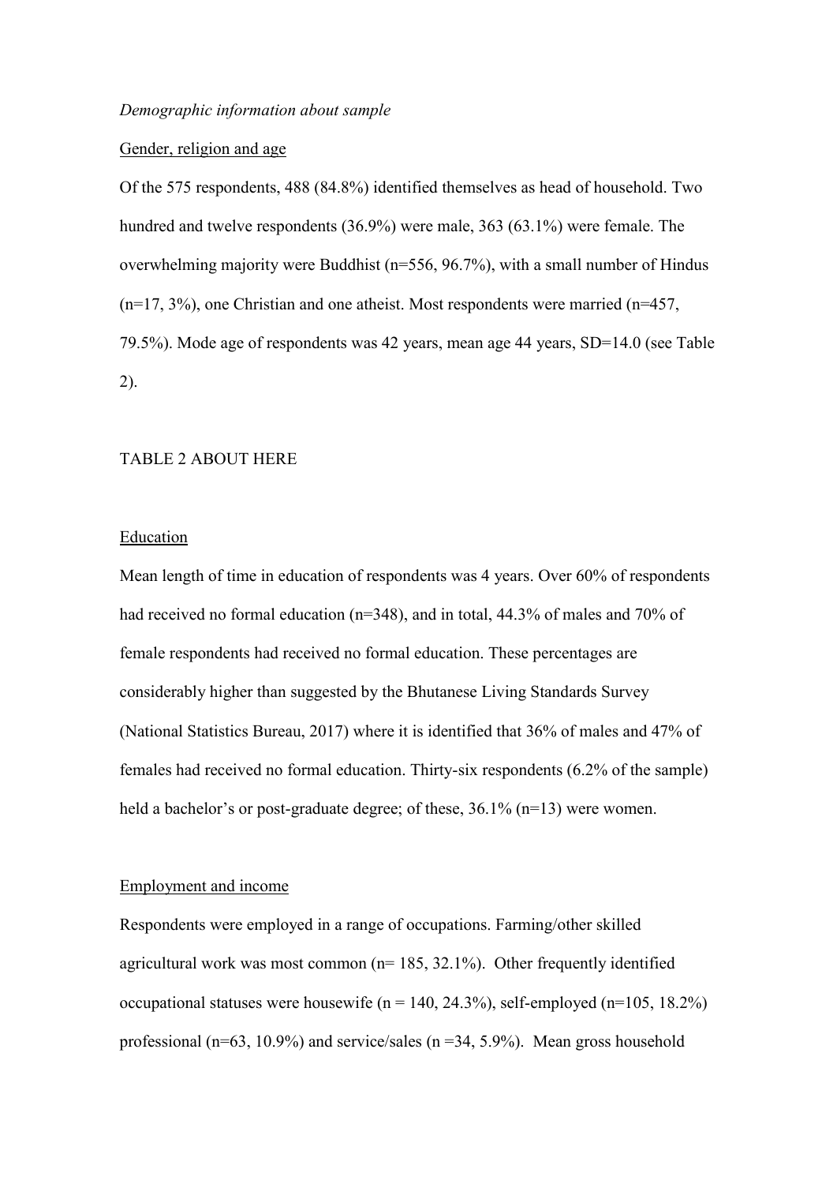*Demographic information about sample*

Gender, religion and age

Of the 575 respondents, 488 (84.8%) identified themselves as head of household. Two hundred and twelve respondents (36.9%) were male, 363 (63.1%) were female. The overwhelming majority were Buddhist (n=556, 96.7%), with a small number of Hindus (n=17, 3%), one Christian and one atheist. Most respondents were married (n=457, 79.5%). Mode age of respondents was 42 years, mean age 44 years, SD=14.0 (see Table 2).

TABLE 2 ABOUT HERE

Education

Mean length of time in education of respondents was 4 years. Over 60% of respondents had received no formal education (n=348), and in total, 44.3% of males and 70% of female respondents had received no formal education. These percentages are considerably higher than suggested by the Bhutanese Living Standards Survey (National Statistics Bureau, 2017) where it is identified that 36% of males and 47% of females had received no formal education. Thirty-six respondents (6.2% of the sample) held a bachelor's or post-graduate degree; of these, 36.1% (n=13) were women.

Employment and income

Respondents were employed in a range of occupations. Farming/other skilled agricultural work was most common (n= 185, 32.1%). Other frequently identified occupational statuses were housewife (n = 140, 24.3%), self-employed (n=105, 18.2%) professional (n=63, 10.9%) and service/sales (n =34, 5.9%). Mean gross household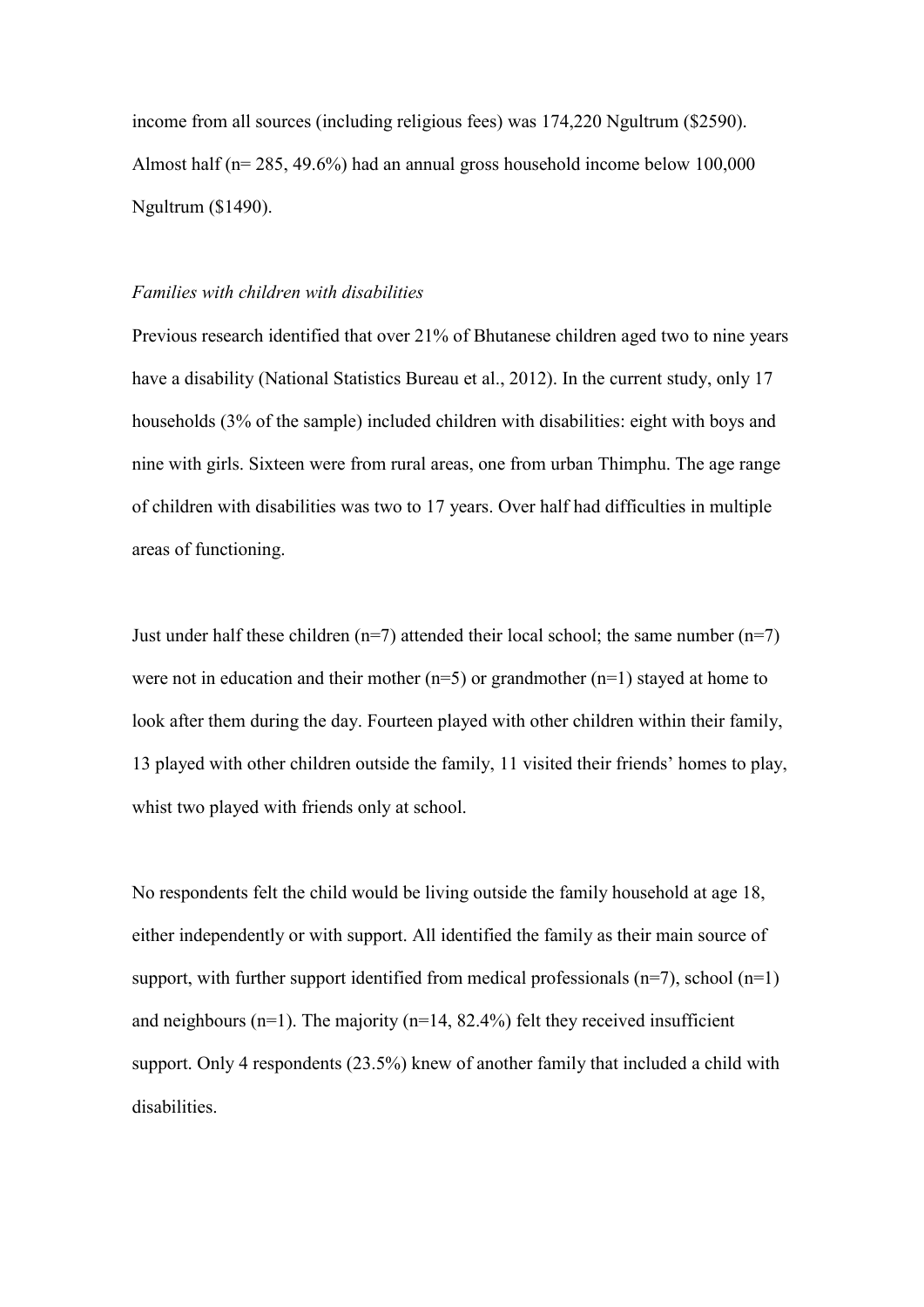income from all sources (including religious fees) was 174,220 Ngultrum ($2590). Almost half (n= 285, 49.6%) had an annual gross household income below 100,000 Ngultrum ($1490).

*Families with children with disabilities*

Previous research identified that over 21% of Bhutanese children aged two to nine years have a disability (National Statistics Bureau et al., 2012). In the current study, only 17 households (3% of the sample) included children with disabilities: eight with boys and nine with girls. Sixteen were from rural areas, one from urban Thimphu. The age range of children with disabilities was two to 17 years. Over half had difficulties in multiple areas of functioning.

Just under half these children (n=7) attended their local school; the same number (n=7) were not in education and their mother (n=5) or grandmother (n=1) stayed at home to look after them during the day. Fourteen played with other children within their family, 13 played with other children outside the family, 11 visited their friends' homes to play, whist two played with friends only at school.

No respondents felt the child would be living outside the family household at age 18, either independently or with support. All identified the family as their main source of support, with further support identified from medical professionals (n=7), school (n=1) and neighbours (n=1). The majority (n=14, 82.4%) felt they received insufficient support. Only 4 respondents (23.5%) knew of another family that included a child with disabilities.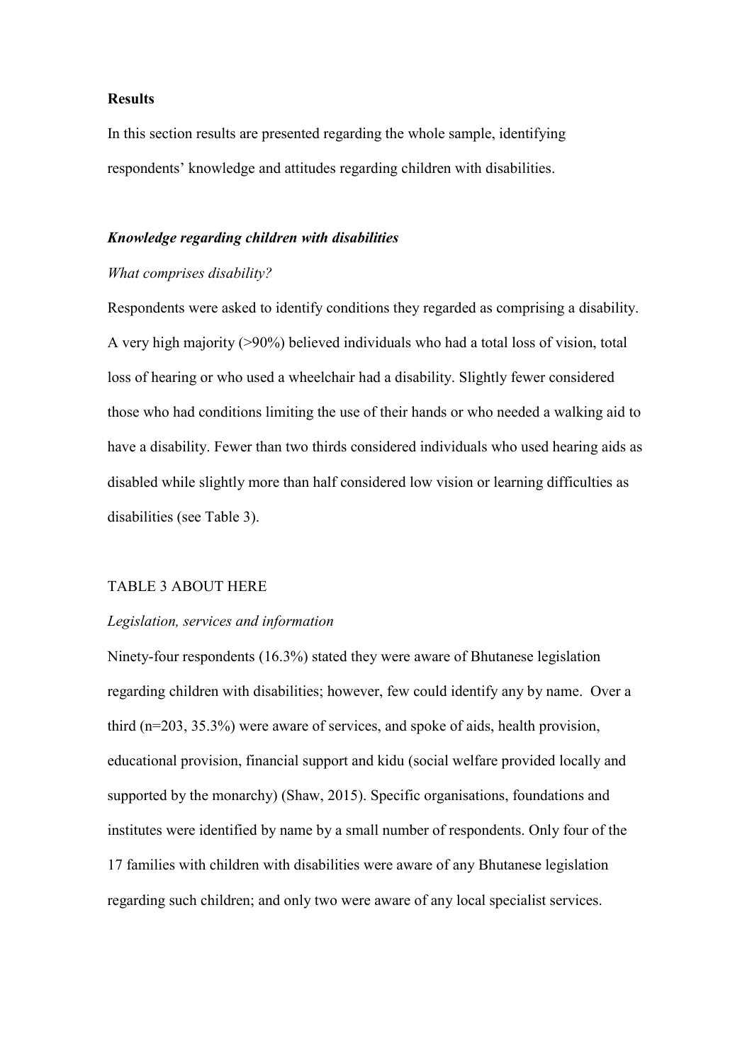## Results

In this section results are presented regarding the whole sample, identifying respondents' knowledge and attitudes regarding children with disabilities.

### *Knowledge regarding children with disabilities*

*What comprises disability?*

Respondents were asked to identify conditions they regarded as comprising a disability. A very high majority (>90%) believed individuals who had a total loss of vision, total loss of hearing or who used a wheelchair had a disability. Slightly fewer considered those who had conditions limiting the use of their hands or who needed a walking aid to have a disability. Fewer than two thirds considered individuals who used hearing aids as disabled while slightly more than half considered low vision or learning difficulties as disabilities (see Table 3).

TABLE 3 ABOUT HERE

*Legislation, services and information*

Ninety-four respondents (16.3%) stated they were aware of Bhutanese legislation regarding children with disabilities; however, few could identify any by name. Over a third (n=203, 35.3%) were aware of services, and spoke of aids, health provision, educational provision, financial support and kidu (social welfare provided locally and supported by the monarchy) (Shaw, 2015). Specific organisations, foundations and institutes were identified by name by a small number of respondents. Only four of the 17 families with children with disabilities were aware of any Bhutanese legislation regarding such children; and only two were aware of any local specialist services.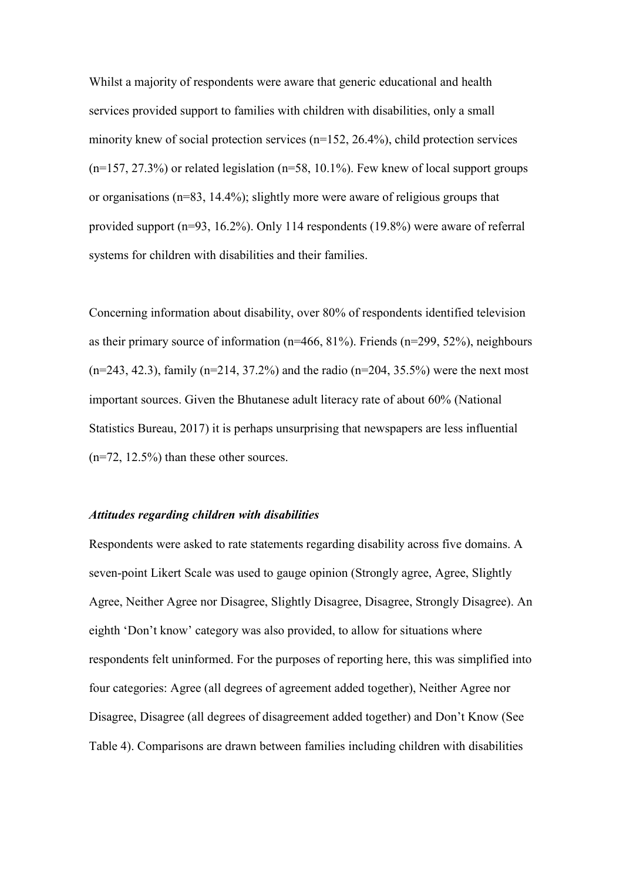Whilst a majority of respondents were aware that generic educational and health services provided support to families with children with disabilities, only a small minority knew of social protection services (n=152, 26.4%), child protection services (n=157, 27.3%) or related legislation (n=58, 10.1%). Few knew of local support groups or organisations (n=83, 14.4%); slightly more were aware of religious groups that provided support (n=93, 16.2%). Only 114 respondents (19.8%) were aware of referral systems for children with disabilities and their families.

Concerning information about disability, over 80% of respondents identified television as their primary source of information (n=466, 81%). Friends (n=299, 52%), neighbours (n=243, 42.3), family (n=214, 37.2%) and the radio (n=204, 35.5%) were the next most important sources. Given the Bhutanese adult literacy rate of about 60% (National Statistics Bureau, 2017) it is perhaps unsurprising that newspapers are less influential (n=72, 12.5%) than these other sources.

### *Attitudes regarding children with disabilities*

Respondents were asked to rate statements regarding disability across five domains. A seven-point Likert Scale was used to gauge opinion (Strongly agree, Agree, Slightly Agree, Neither Agree nor Disagree, Slightly Disagree, Disagree, Strongly Disagree). An eighth 'Don't know' category was also provided, to allow for situations where respondents felt uninformed. For the purposes of reporting here, this was simplified into four categories: Agree (all degrees of agreement added together), Neither Agree nor Disagree, Disagree (all degrees of disagreement added together) and Don't Know (See Table 4). Comparisons are drawn between families including children with disabilities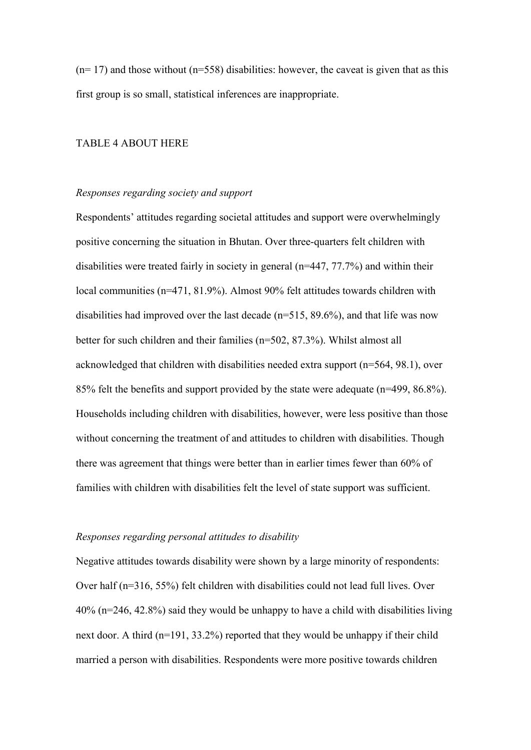(n= 17) and those without (n=558) disabilities: however, the caveat is given that as this first group is so small, statistical inferences are inappropriate.

TABLE 4 ABOUT HERE

*Responses regarding society and support*

Respondents' attitudes regarding societal attitudes and support were overwhelmingly positive concerning the situation in Bhutan. Over three-quarters felt children with disabilities were treated fairly in society in general (n=447, 77.7%) and within their local communities (n=471, 81.9%). Almost 90% felt attitudes towards children with disabilities had improved over the last decade (n=515, 89.6%), and that life was now better for such children and their families (n=502, 87.3%). Whilst almost all acknowledged that children with disabilities needed extra support (n=564, 98.1), over 85% felt the benefits and support provided by the state were adequate (n=499, 86.8%). Households including children with disabilities, however, were less positive than those without concerning the treatment of and attitudes to children with disabilities. Though there was agreement that things were better than in earlier times fewer than 60% of families with children with disabilities felt the level of state support was sufficient.

*Responses regarding personal attitudes to disability*

Negative attitudes towards disability were shown by a large minority of respondents: Over half (n=316, 55%) felt children with disabilities could not lead full lives. Over 40% (n=246, 42.8%) said they would be unhappy to have a child with disabilities living next door. A third (n=191, 33.2%) reported that they would be unhappy if their child married a person with disabilities. Respondents were more positive towards children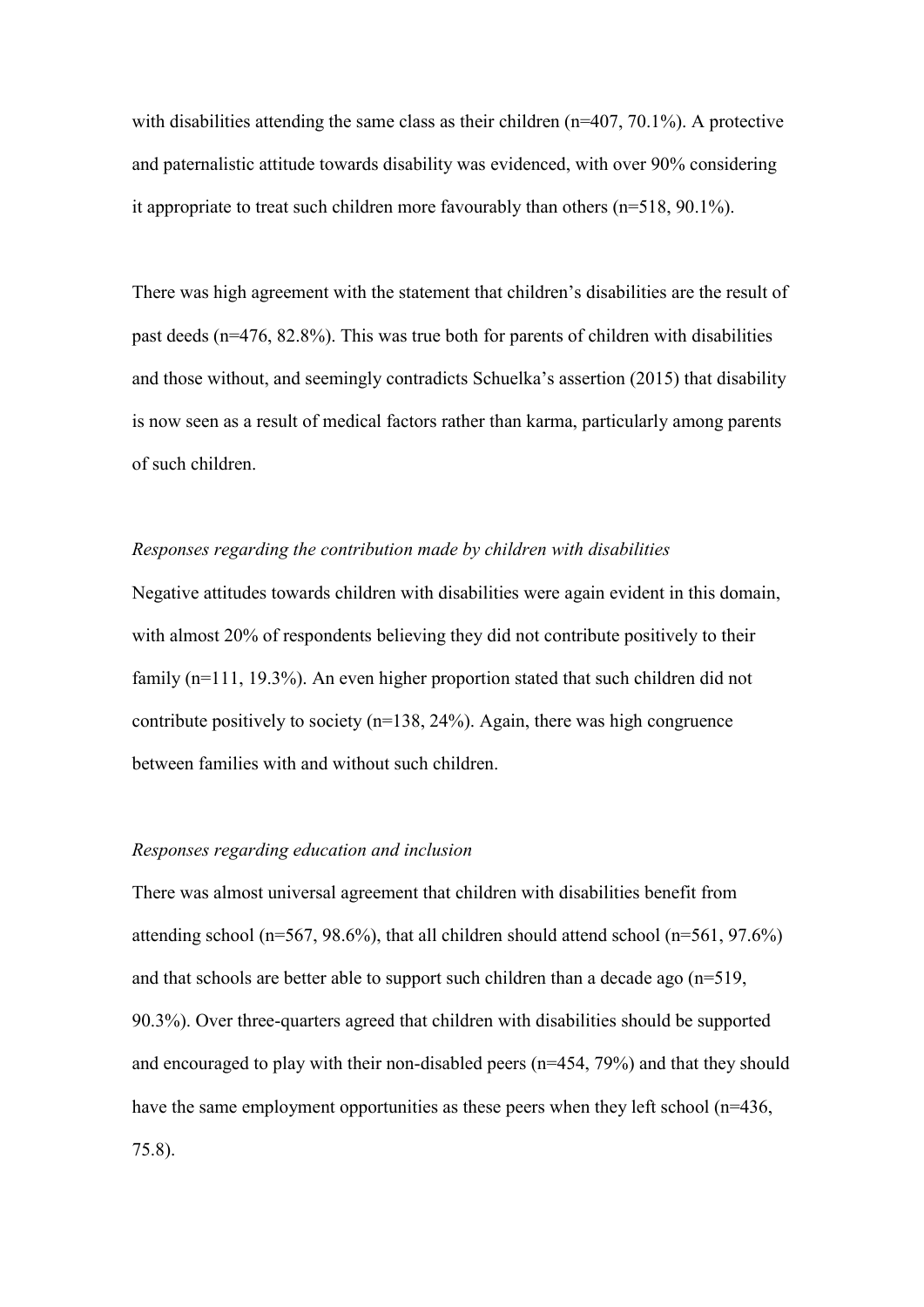with disabilities attending the same class as their children (n=407, 70.1%). A protective and paternalistic attitude towards disability was evidenced, with over 90% considering it appropriate to treat such children more favourably than others (n=518, 90.1%).

There was high agreement with the statement that children's disabilities are the result of past deeds (n=476, 82.8%). This was true both for parents of children with disabilities and those without, and seemingly contradicts Schuelka's assertion (2015) that disability is now seen as a result of medical factors rather than karma, particularly among parents of such children.

*Responses regarding the contribution made by children with disabilities*

Negative attitudes towards children with disabilities were again evident in this domain, with almost 20% of respondents believing they did not contribute positively to their family (n=111, 19.3%). An even higher proportion stated that such children did not contribute positively to society (n=138, 24%). Again, there was high congruence between families with and without such children.

*Responses regarding education and inclusion*

There was almost universal agreement that children with disabilities benefit from attending school (n=567, 98.6%), that all children should attend school (n=561, 97.6%) and that schools are better able to support such children than a decade ago (n=519, 90.3%). Over three-quarters agreed that children with disabilities should be supported and encouraged to play with their non-disabled peers (n=454, 79%) and that they should have the same employment opportunities as these peers when they left school (n=436, 75.8).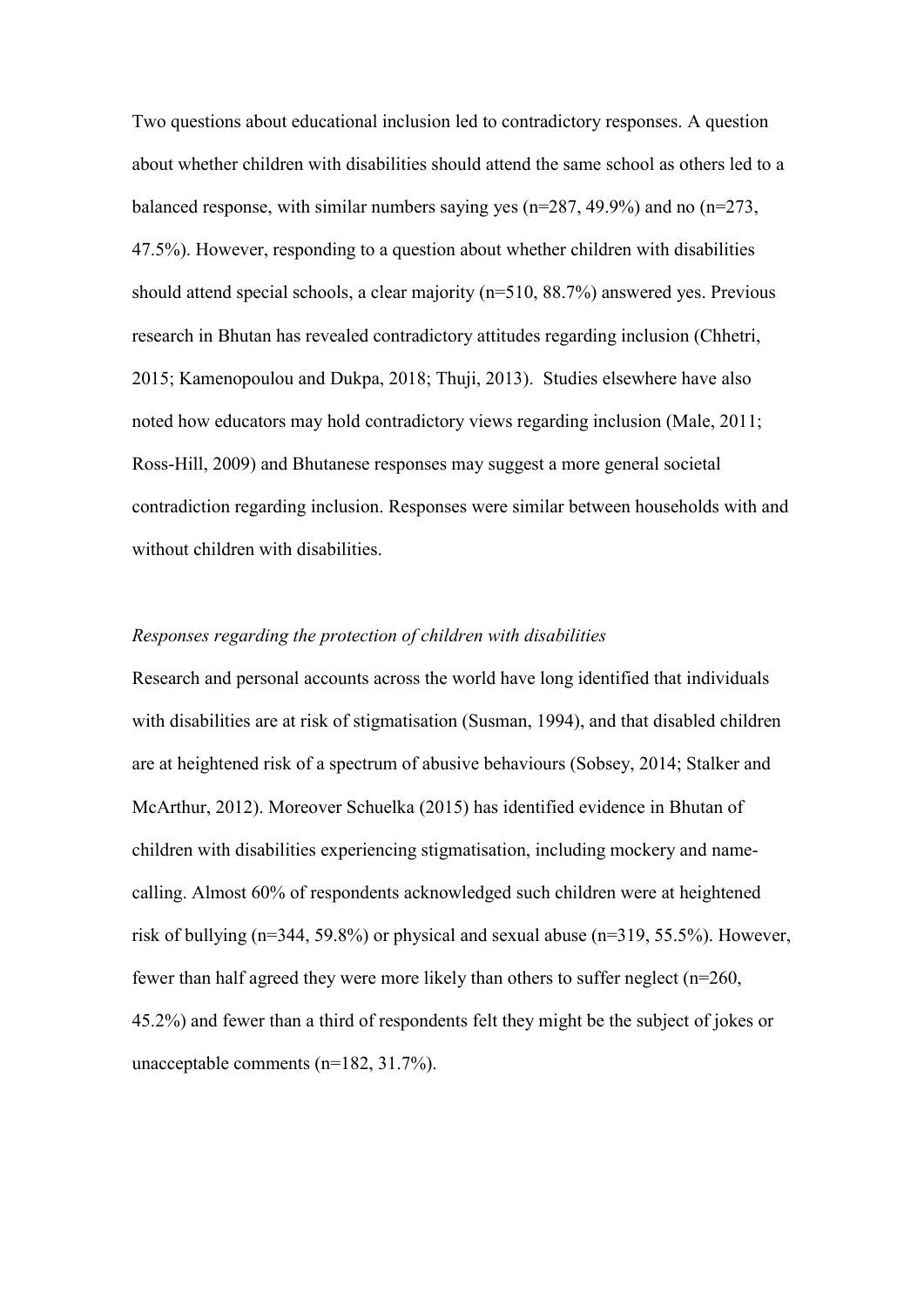Two questions about educational inclusion led to contradictory responses. A question about whether children with disabilities should attend the same school as others led to a balanced response, with similar numbers saying yes (n=287, 49.9%) and no (n=273, 47.5%). However, responding to a question about whether children with disabilities should attend special schools, a clear majority (n=510, 88.7%) answered yes. Previous research in Bhutan has revealed contradictory attitudes regarding inclusion (Chhetri, 2015; Kamenopoulou and Dukpa, 2018; Thuji, 2013). Studies elsewhere have also noted how educators may hold contradictory views regarding inclusion (Male, 2011; Ross-Hill, 2009) and Bhutanese responses may suggest a more general societal contradiction regarding inclusion. Responses were similar between households with and without children with disabilities.

*Responses regarding the protection of children with disabilities*

Research and personal accounts across the world have long identified that individuals with disabilities are at risk of stigmatisation (Susman, 1994), and that disabled children are at heightened risk of a spectrum of abusive behaviours (Sobsey, 2014; Stalker and McArthur, 2012). Moreover Schuelka (2015) has identified evidence in Bhutan of children with disabilities experiencing stigmatisation, including mockery and name-calling. Almost 60% of respondents acknowledged such children were at heightened risk of bullying (n=344, 59.8%) or physical and sexual abuse (n=319, 55.5%). However, fewer than half agreed they were more likely than others to suffer neglect (n=260, 45.2%) and fewer than a third of respondents felt they might be the subject of jokes or unacceptable comments (n=182, 31.7%).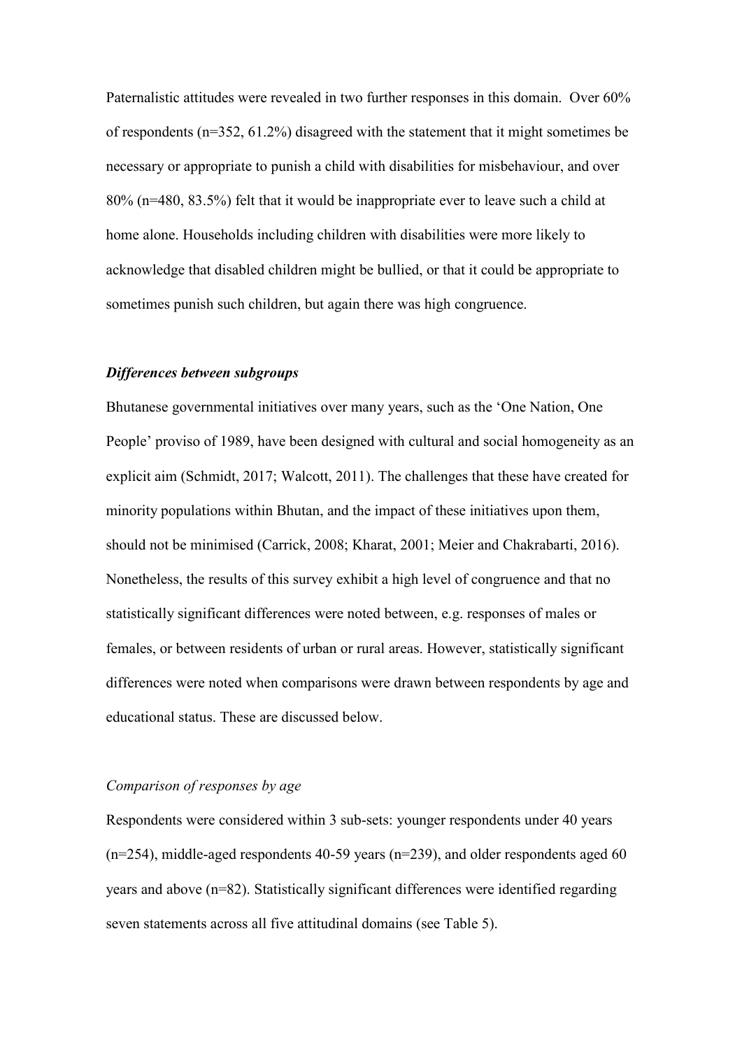Paternalistic attitudes were revealed in two further responses in this domain. Over 60% of respondents (n=352, 61.2%) disagreed with the statement that it might sometimes be necessary or appropriate to punish a child with disabilities for misbehaviour, and over 80% (n=480, 83.5%) felt that it would be inappropriate ever to leave such a child at home alone. Households including children with disabilities were more likely to acknowledge that disabled children might be bullied, or that it could be appropriate to sometimes punish such children, but again there was high congruence.

### ***Differences between subgroups***

Bhutanese governmental initiatives over many years, such as the 'One Nation, One People' proviso of 1989, have been designed with cultural and social homogeneity as an explicit aim (Schmidt, 2017; Walcott, 2011). The challenges that these have created for minority populations within Bhutan, and the impact of these initiatives upon them, should not be minimised (Carrick, 2008; Kharat, 2001; Meier and Chakrabarti, 2016). Nonetheless, the results of this survey exhibit a high level of congruence and that no statistically significant differences were noted between, e.g. responses of males or females, or between residents of urban or rural areas. However, statistically significant differences were noted when comparisons were drawn between respondents by age and educational status. These are discussed below.

#### *Comparison of responses by age*

Respondents were considered within 3 sub-sets: younger respondents under 40 years (n=254), middle-aged respondents 40-59 years (n=239), and older respondents aged 60 years and above (n=82). Statistically significant differences were identified regarding seven statements across all five attitudinal domains (see Table 5).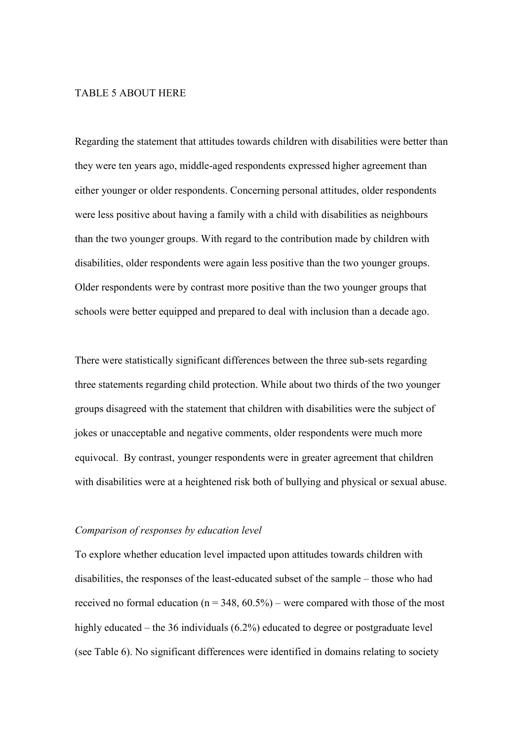TABLE 5 ABOUT HERE

Regarding the statement that attitudes towards children with disabilities were better than they were ten years ago, middle-aged respondents expressed higher agreement than either younger or older respondents. Concerning personal attitudes, older respondents were less positive about having a family with a child with disabilities as neighbours than the two younger groups. With regard to the contribution made by children with disabilities, older respondents were again less positive than the two younger groups. Older respondents were by contrast more positive than the two younger groups that schools were better equipped and prepared to deal with inclusion than a decade ago.

There were statistically significant differences between the three sub-sets regarding three statements regarding child protection. While about two thirds of the two younger groups disagreed with the statement that children with disabilities were the subject of jokes or unacceptable and negative comments, older respondents were much more equivocal. By contrast, younger respondents were in greater agreement that children with disabilities were at a heightened risk both of bullying and physical or sexual abuse.

*Comparison of responses by education level*

To explore whether education level impacted upon attitudes towards children with disabilities, the responses of the least-educated subset of the sample – those who had received no formal education (n = 348, 60.5%) – were compared with those of the most highly educated – the 36 individuals (6.2%) educated to degree or postgraduate level (see Table 6). No significant differences were identified in domains relating to society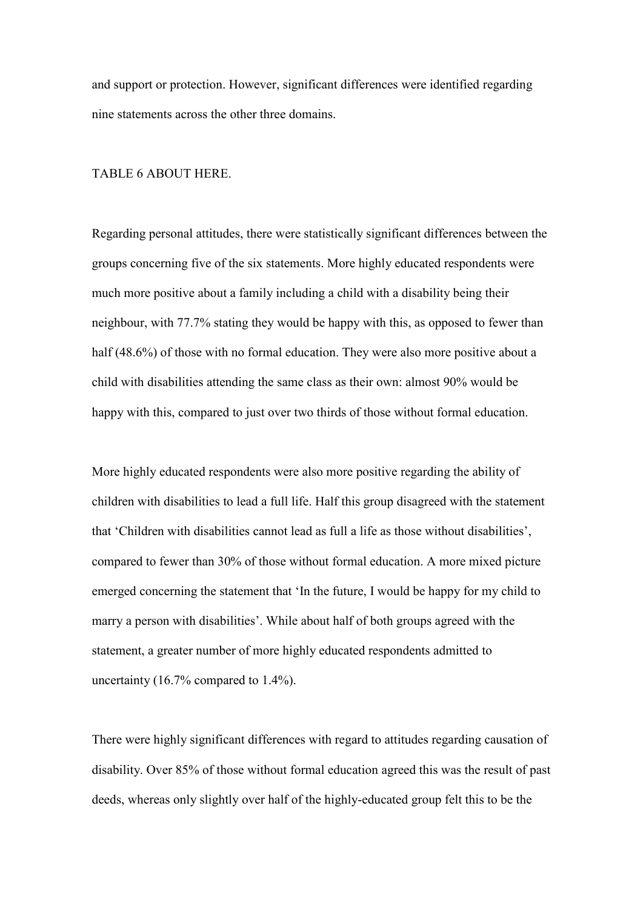and support or protection. However, significant differences were identified regarding nine statements across the other three domains.

TABLE 6 ABOUT HERE.

Regarding personal attitudes, there were statistically significant differences between the groups concerning five of the six statements. More highly educated respondents were much more positive about a family including a child with a disability being their neighbour, with 77.7% stating they would be happy with this, as opposed to fewer than half (48.6%) of those with no formal education. They were also more positive about a child with disabilities attending the same class as their own: almost 90% would be happy with this, compared to just over two thirds of those without formal education.

More highly educated respondents were also more positive regarding the ability of children with disabilities to lead a full life. Half this group disagreed with the statement that 'Children with disabilities cannot lead as full a life as those without disabilities', compared to fewer than 30% of those without formal education. A more mixed picture emerged concerning the statement that 'In the future, I would be happy for my child to marry a person with disabilities'. While about half of both groups agreed with the statement, a greater number of more highly educated respondents admitted to uncertainty (16.7% compared to 1.4%).

There were highly significant differences with regard to attitudes regarding causation of disability. Over 85% of those without formal education agreed this was the result of past deeds, whereas only slightly over half of the highly-educated group felt this to be the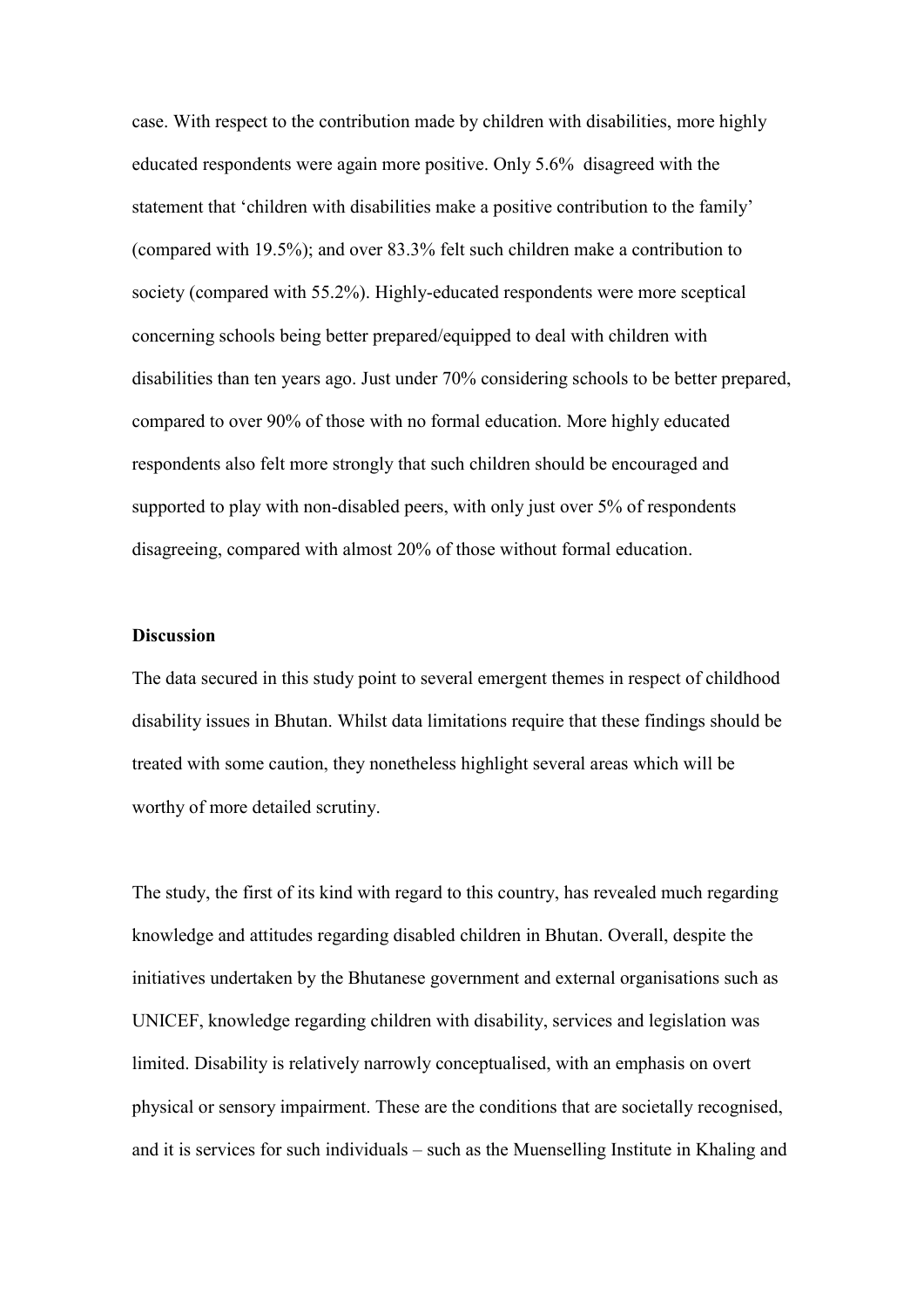case. With respect to the contribution made by children with disabilities, more highly educated respondents were again more positive. Only 5.6% disagreed with the statement that 'children with disabilities make a positive contribution to the family' (compared with 19.5%); and over 83.3% felt such children make a contribution to society (compared with 55.2%). Highly-educated respondents were more sceptical concerning schools being better prepared/equipped to deal with children with disabilities than ten years ago. Just under 70% considering schools to be better prepared, compared to over 90% of those with no formal education. More highly educated respondents also felt more strongly that such children should be encouraged and supported to play with non-disabled peers, with only just over 5% of respondents disagreeing, compared with almost 20% of those without formal education.

**Discussion**

The data secured in this study point to several emergent themes in respect of childhood disability issues in Bhutan. Whilst data limitations require that these findings should be treated with some caution, they nonetheless highlight several areas which will be worthy of more detailed scrutiny.

The study, the first of its kind with regard to this country, has revealed much regarding knowledge and attitudes regarding disabled children in Bhutan. Overall, despite the initiatives undertaken by the Bhutanese government and external organisations such as UNICEF, knowledge regarding children with disability, services and legislation was limited. Disability is relatively narrowly conceptualised, with an emphasis on overt physical or sensory impairment. These are the conditions that are societally recognised, and it is services for such individuals – such as the Muenselling Institute in Khaling and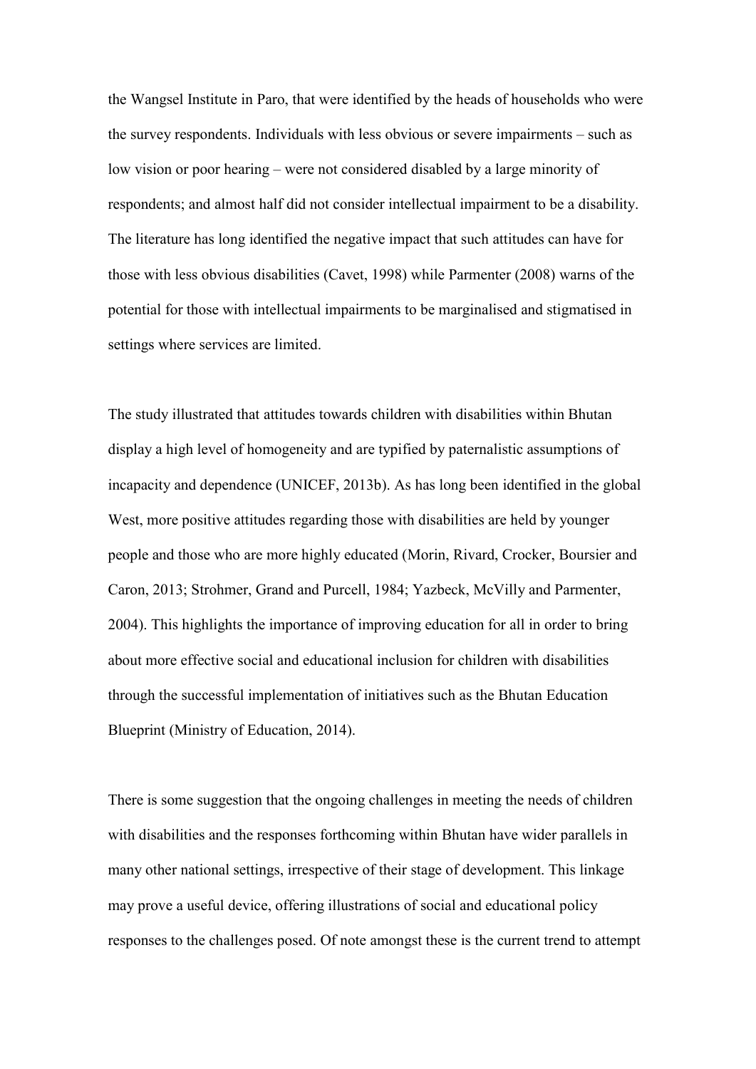the Wangsel Institute in Paro, that were identified by the heads of households who were the survey respondents. Individuals with less obvious or severe impairments – such as low vision or poor hearing – were not considered disabled by a large minority of respondents; and almost half did not consider intellectual impairment to be a disability. The literature has long identified the negative impact that such attitudes can have for those with less obvious disabilities (Cavet, 1998) while Parmenter (2008) warns of the potential for those with intellectual impairments to be marginalised and stigmatised in settings where services are limited.

The study illustrated that attitudes towards children with disabilities within Bhutan display a high level of homogeneity and are typified by paternalistic assumptions of incapacity and dependence (UNICEF, 2013b). As has long been identified in the global West, more positive attitudes regarding those with disabilities are held by younger people and those who are more highly educated (Morin, Rivard, Crocker, Boursier and Caron, 2013; Strohmer, Grand and Purcell, 1984; Yazbeck, McVilly and Parmenter, 2004). This highlights the importance of improving education for all in order to bring about more effective social and educational inclusion for children with disabilities through the successful implementation of initiatives such as the Bhutan Education Blueprint (Ministry of Education, 2014).

There is some suggestion that the ongoing challenges in meeting the needs of children with disabilities and the responses forthcoming within Bhutan have wider parallels in many other national settings, irrespective of their stage of development. This linkage may prove a useful device, offering illustrations of social and educational policy responses to the challenges posed. Of note amongst these is the current trend to attempt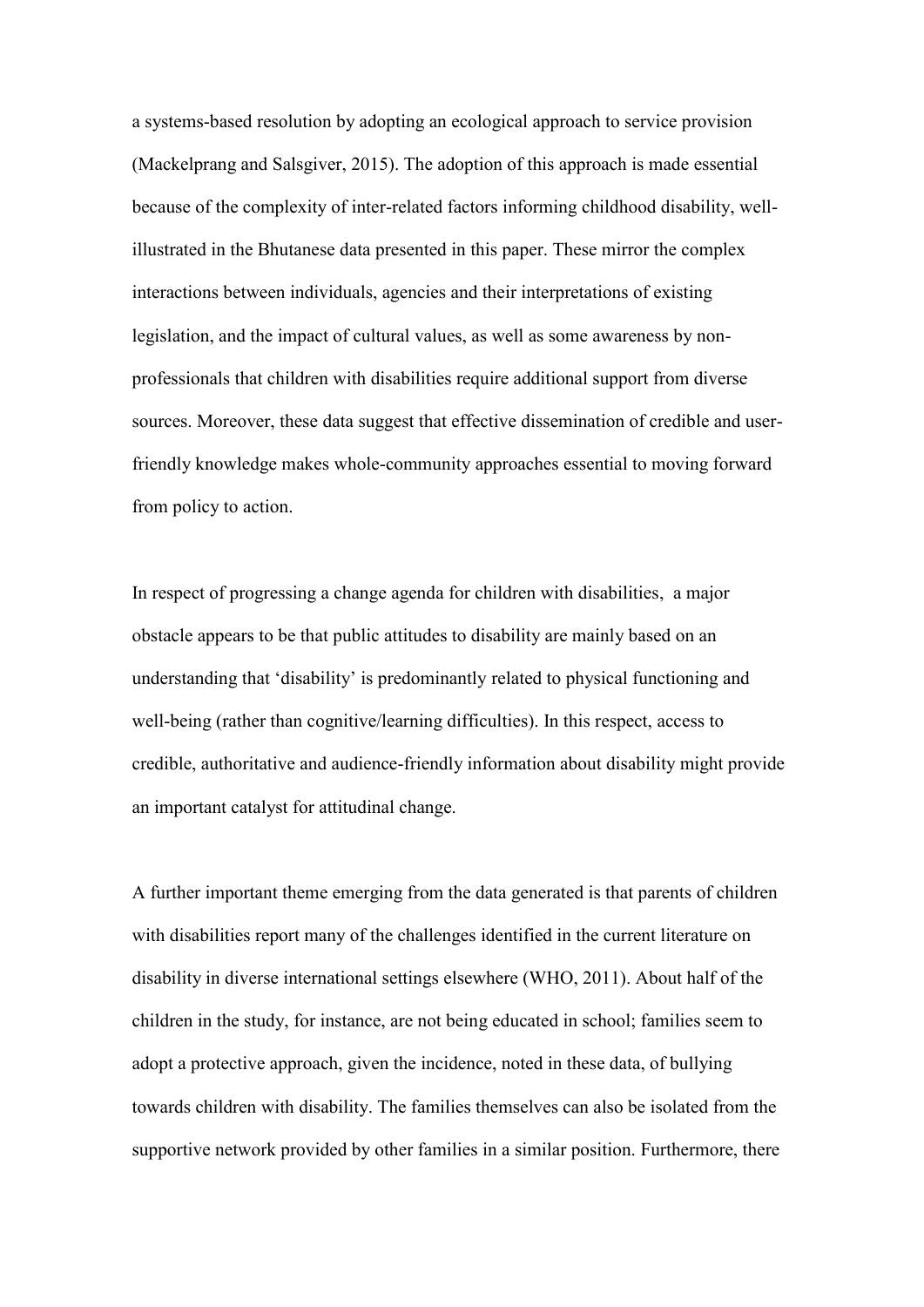a systems-based resolution by adopting an ecological approach to service provision (Mackelprang and Salsgiver, 2015). The adoption of this approach is made essential because of the complexity of inter-related factors informing childhood disability, well-illustrated in the Bhutanese data presented in this paper. These mirror the complex interactions between individuals, agencies and their interpretations of existing legislation, and the impact of cultural values, as well as some awareness by non-professionals that children with disabilities require additional support from diverse sources. Moreover, these data suggest that effective dissemination of credible and user-friendly knowledge makes whole-community approaches essential to moving forward from policy to action.

In respect of progressing a change agenda for children with disabilities, a major obstacle appears to be that public attitudes to disability are mainly based on an understanding that 'disability' is predominantly related to physical functioning and well-being (rather than cognitive/learning difficulties). In this respect, access to credible, authoritative and audience-friendly information about disability might provide an important catalyst for attitudinal change.

A further important theme emerging from the data generated is that parents of children with disabilities report many of the challenges identified in the current literature on disability in diverse international settings elsewhere (WHO, 2011). About half of the children in the study, for instance, are not being educated in school; families seem to adopt a protective approach, given the incidence, noted in these data, of bullying towards children with disability. The families themselves can also be isolated from the supportive network provided by other families in a similar position. Furthermore, there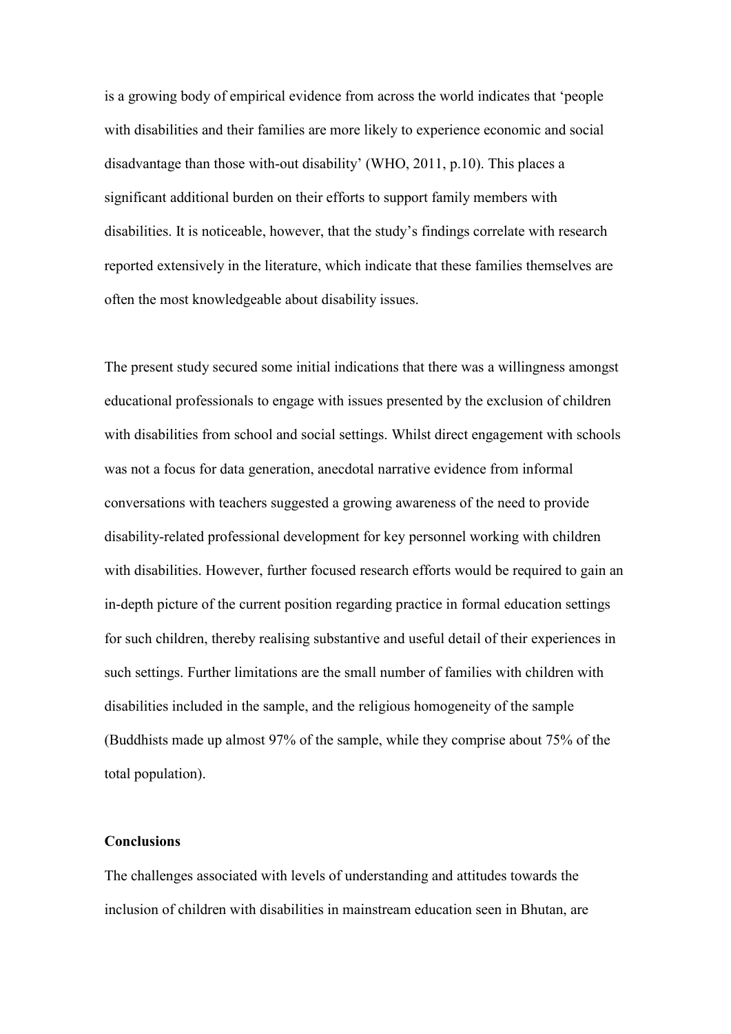is a growing body of empirical evidence from across the world indicates that 'people with disabilities and their families are more likely to experience economic and social disadvantage than those with-out disability' (WHO, 2011, p.10). This places a significant additional burden on their efforts to support family members with disabilities. It is noticeable, however, that the study's findings correlate with research reported extensively in the literature, which indicate that these families themselves are often the most knowledgeable about disability issues.

The present study secured some initial indications that there was a willingness amongst educational professionals to engage with issues presented by the exclusion of children with disabilities from school and social settings. Whilst direct engagement with schools was not a focus for data generation, anecdotal narrative evidence from informal conversations with teachers suggested a growing awareness of the need to provide disability-related professional development for key personnel working with children with disabilities. However, further focused research efforts would be required to gain an in-depth picture of the current position regarding practice in formal education settings for such children, thereby realising substantive and useful detail of their experiences in such settings. Further limitations are the small number of families with children with disabilities included in the sample, and the religious homogeneity of the sample (Buddhists made up almost 97% of the sample, while they comprise about 75% of the total population).

## Conclusions

The challenges associated with levels of understanding and attitudes towards the inclusion of children with disabilities in mainstream education seen in Bhutan, are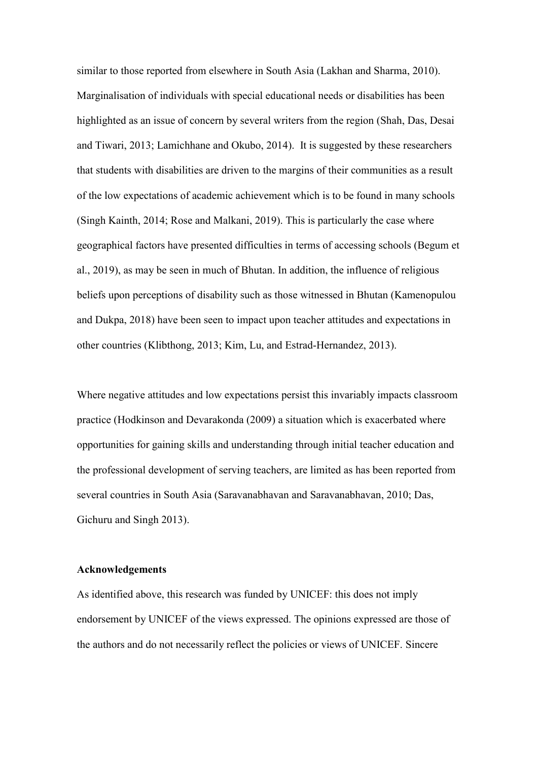similar to those reported from elsewhere in South Asia (Lakhan and Sharma, 2010). Marginalisation of individuals with special educational needs or disabilities has been highlighted as an issue of concern by several writers from the region (Shah, Das, Desai and Tiwari, 2013; Lamichhane and Okubo, 2014). It is suggested by these researchers that students with disabilities are driven to the margins of their communities as a result of the low expectations of academic achievement which is to be found in many schools (Singh Kainth, 2014; Rose and Malkani, 2019). This is particularly the case where geographical factors have presented difficulties in terms of accessing schools (Begum et al., 2019), as may be seen in much of Bhutan. In addition, the influence of religious beliefs upon perceptions of disability such as those witnessed in Bhutan (Kamenopulou and Dukpa, 2018) have been seen to impact upon teacher attitudes and expectations in other countries (Klibthong, 2013; Kim, Lu, and Estrad-Hernandez, 2013).

Where negative attitudes and low expectations persist this invariably impacts classroom practice (Hodkinson and Devarakonda (2009) a situation which is exacerbated where opportunities for gaining skills and understanding through initial teacher education and the professional development of serving teachers, are limited as has been reported from several countries in South Asia (Saravanabhavan and Saravanabhavan, 2010; Das, Gichuru and Singh 2013).

**Acknowledgements**

As identified above, this research was funded by UNICEF: this does not imply endorsement by UNICEF of the views expressed. The opinions expressed are those of the authors and do not necessarily reflect the policies or views of UNICEF. Sincere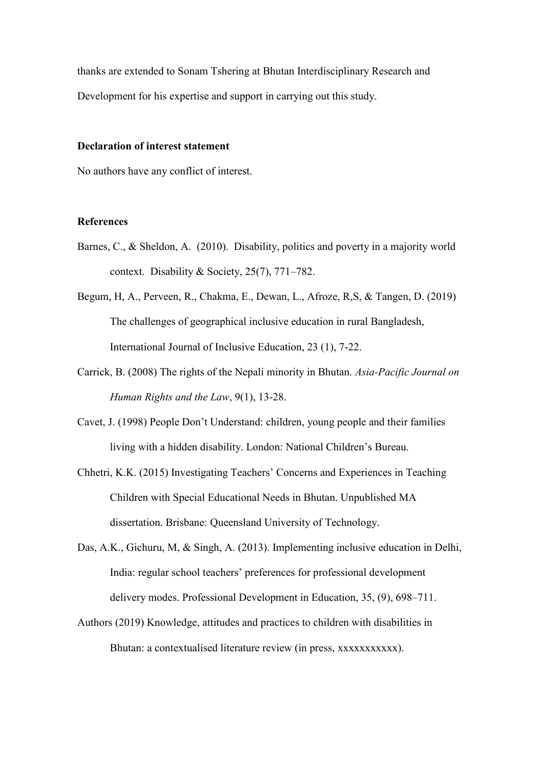thanks are extended to Sonam Tshering at Bhutan Interdisciplinary Research and Development for his expertise and support in carrying out this study.

**Declaration of interest statement**

No authors have any conflict of interest.

**References**

Barnes, C., & Sheldon, A. (2010). Disability, politics and poverty in a majority world context. Disability & Society, 25(7), 771–782.

Begum, H, A., Perveen, R., Chakma, E., Dewan, L., Afroze, R,S, & Tangen, D. (2019) The challenges of geographical inclusive education in rural Bangladesh, International Journal of Inclusive Education, 23 (1), 7-22.

Carrick, B. (2008) The rights of the Nepali minority in Bhutan. *Asia-Pacific Journal on Human Rights and the Law*, 9(1), 13-28.

Cavet, J. (1998) People Don't Understand: children, young people and their families living with a hidden disability. London: National Children's Bureau.

Chhetri, K.K. (2015) Investigating Teachers' Concerns and Experiences in Teaching Children with Special Educational Needs in Bhutan. Unpublished MA dissertation. Brisbane: Queensland University of Technology.

Das, A.K., Gichuru, M, & Singh, A. (2013). Implementing inclusive education in Delhi, India: regular school teachers' preferences for professional development delivery modes. Professional Development in Education, 35, (9), 698–711.

Authors (2019) Knowledge, attitudes and practices to children with disabilities in Bhutan: a contextualised literature review (in press, xxxxxxxxxxx).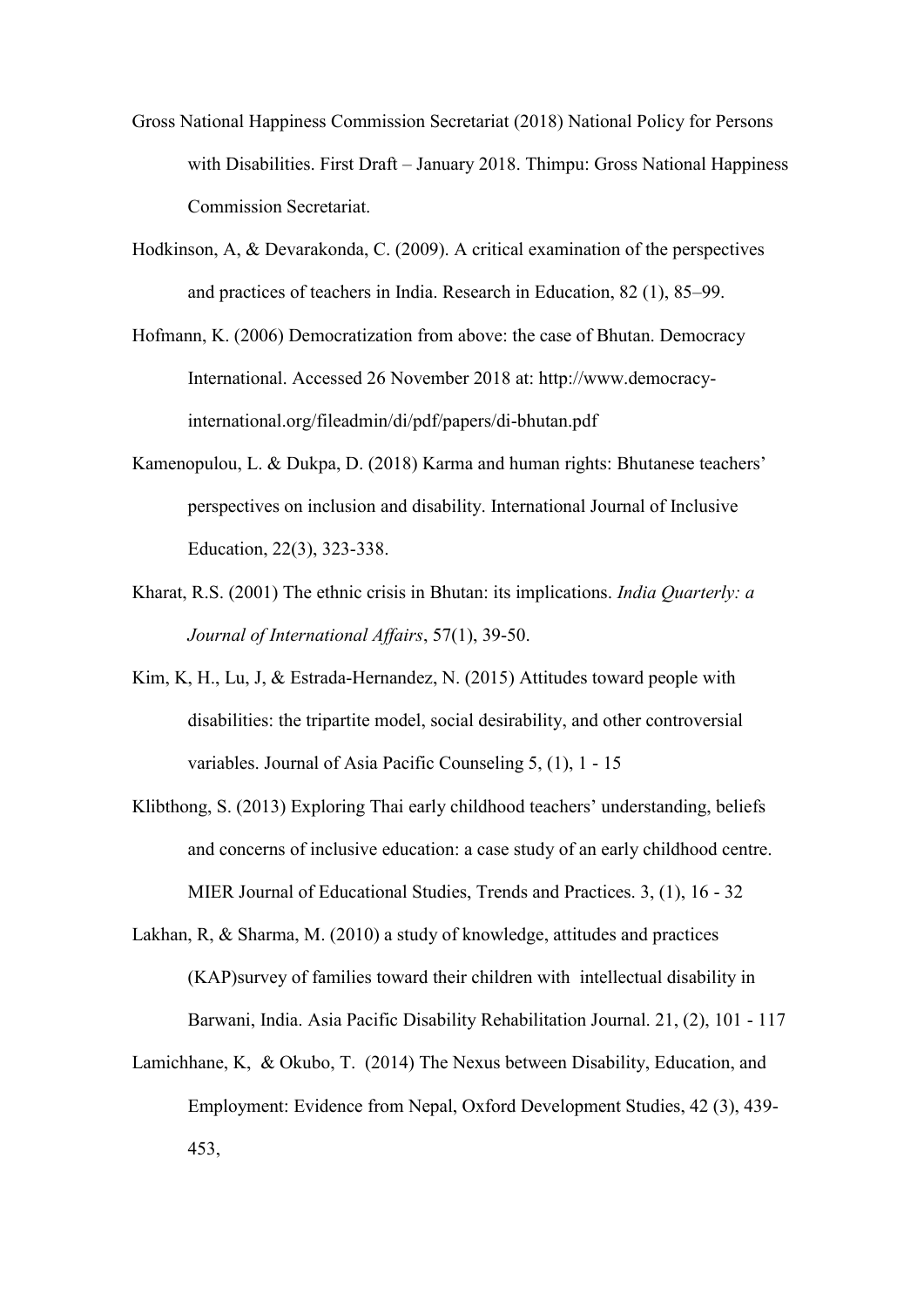Gross National Happiness Commission Secretariat (2018) National Policy for Persons with Disabilities. First Draft – January 2018. Thimpu: Gross National Happiness Commission Secretariat.

Hodkinson, A, & Devarakonda, C. (2009). A critical examination of the perspectives and practices of teachers in India. Research in Education, 82 (1), 85–99.

Hofmann, K. (2006) Democratization from above: the case of Bhutan. Democracy International. Accessed 26 November 2018 at: http://www.democracy-international.org/fileadmin/di/pdf/papers/di-bhutan.pdf

Kamenopulou, L. & Dukpa, D. (2018) Karma and human rights: Bhutanese teachers' perspectives on inclusion and disability. International Journal of Inclusive Education, 22(3), 323-338.

Kharat, R.S. (2001) The ethnic crisis in Bhutan: its implications. *India Quarterly: a Journal of International Affairs*, 57(1), 39-50.

Kim, K, H., Lu, J, & Estrada-Hernandez, N. (2015) Attitudes toward people with disabilities: the tripartite model, social desirability, and other controversial variables. Journal of Asia Pacific Counseling 5, (1), 1 - 15

Klibthong, S. (2013) Exploring Thai early childhood teachers' understanding, beliefs and concerns of inclusive education: a case study of an early childhood centre. MIER Journal of Educational Studies, Trends and Practices. 3, (1), 16 - 32

Lakhan, R, & Sharma, M. (2010) a study of knowledge, attitudes and practices (KAP)survey of families toward their children with intellectual disability in Barwani, India. Asia Pacific Disability Rehabilitation Journal. 21, (2), 101 - 117

Lamichhane, K, & Okubo, T. (2014) The Nexus between Disability, Education, and Employment: Evidence from Nepal, Oxford Development Studies, 42 (3), 439-453,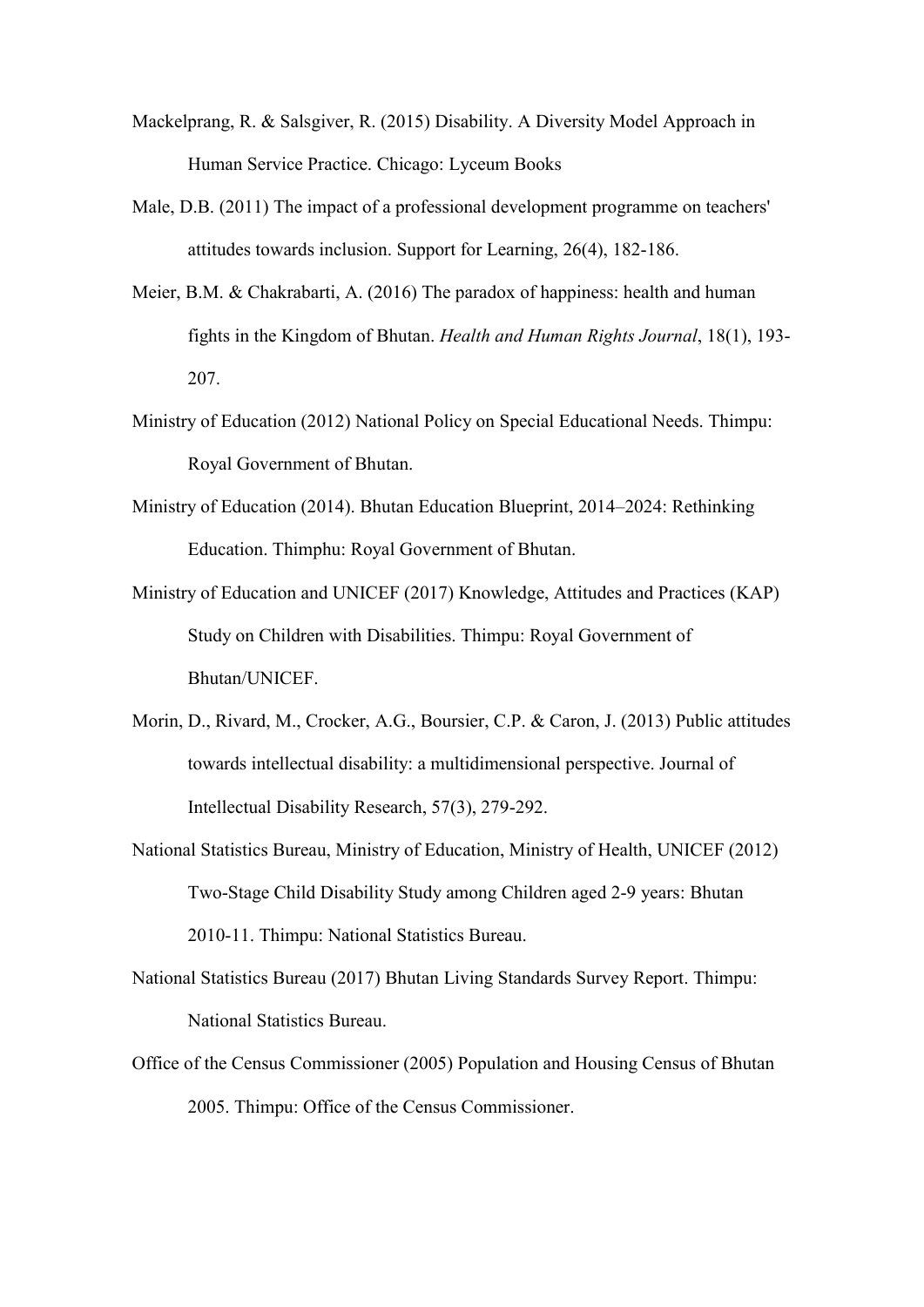Mackelprang, R. & Salsgiver, R. (2015) Disability. A Diversity Model Approach in Human Service Practice. Chicago: Lyceum Books

Male, D.B. (2011) The impact of a professional development programme on teachers' attitudes towards inclusion. Support for Learning, 26(4), 182-186.

Meier, B.M. & Chakrabarti, A. (2016) The paradox of happiness: health and human fights in the Kingdom of Bhutan. *Health and Human Rights Journal*, 18(1), 193-207.

Ministry of Education (2012) National Policy on Special Educational Needs. Thimpu: Royal Government of Bhutan.

Ministry of Education (2014). Bhutan Education Blueprint, 2014–2024: Rethinking Education. Thimphu: Royal Government of Bhutan.

Ministry of Education and UNICEF (2017) Knowledge, Attitudes and Practices (KAP) Study on Children with Disabilities. Thimpu: Royal Government of Bhutan/UNICEF.

Morin, D., Rivard, M., Crocker, A.G., Boursier, C.P. & Caron, J. (2013) Public attitudes towards intellectual disability: a multidimensional perspective. Journal of Intellectual Disability Research, 57(3), 279-292.

National Statistics Bureau, Ministry of Education, Ministry of Health, UNICEF (2012) Two-Stage Child Disability Study among Children aged 2-9 years: Bhutan 2010-11. Thimpu: National Statistics Bureau.

National Statistics Bureau (2017) Bhutan Living Standards Survey Report. Thimpu: National Statistics Bureau.

Office of the Census Commissioner (2005) Population and Housing Census of Bhutan 2005. Thimpu: Office of the Census Commissioner.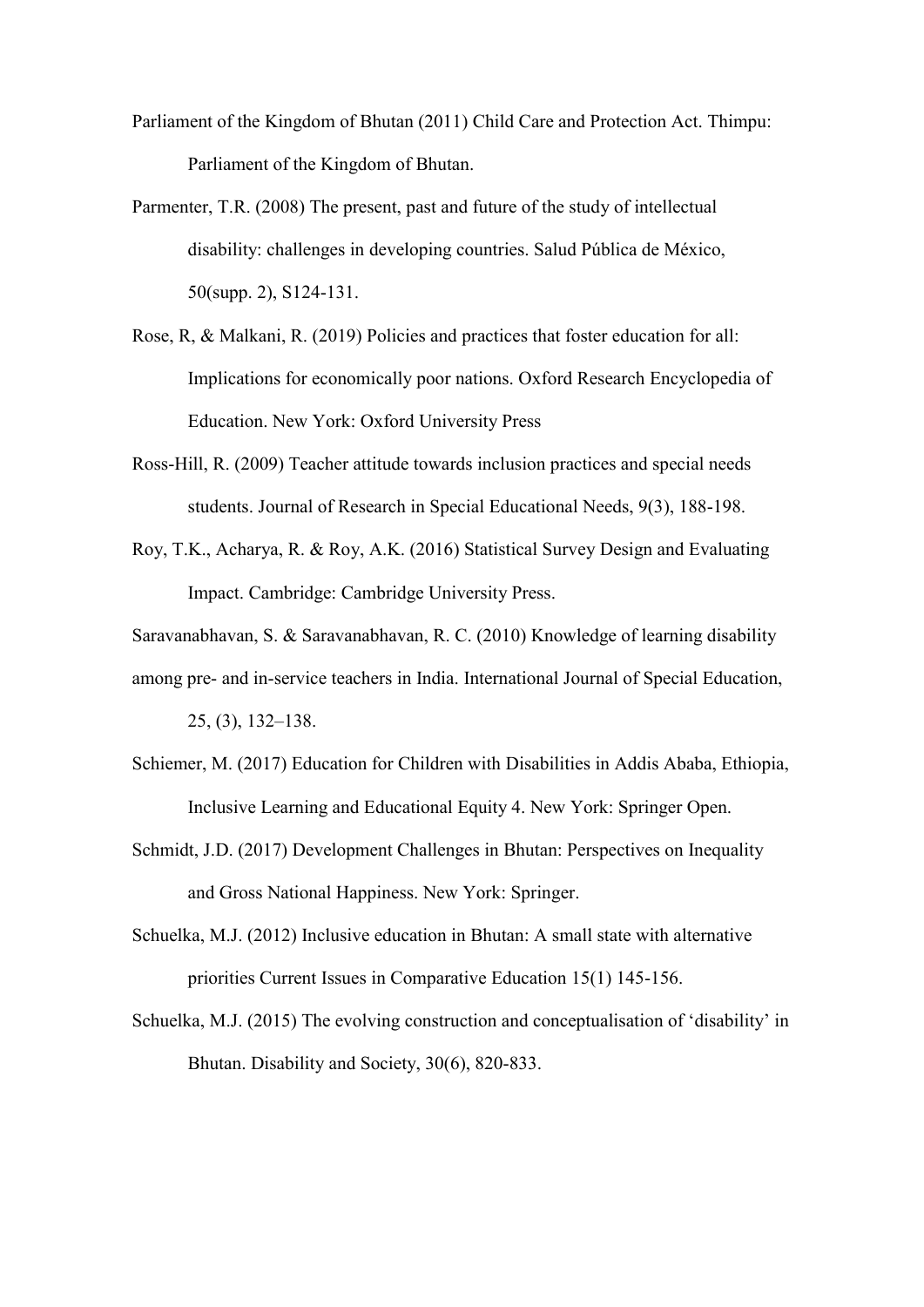Parliament of the Kingdom of Bhutan (2011) Child Care and Protection Act. Thimpu: Parliament of the Kingdom of Bhutan.

Parmenter, T.R. (2008) The present, past and future of the study of intellectual disability: challenges in developing countries. Salud Pública de México, 50(supp. 2), S124-131.

Rose, R, & Malkani, R. (2019) Policies and practices that foster education for all: Implications for economically poor nations. Oxford Research Encyclopedia of Education. New York: Oxford University Press

Ross-Hill, R. (2009) Teacher attitude towards inclusion practices and special needs students. Journal of Research in Special Educational Needs, 9(3), 188-198.

Roy, T.K., Acharya, R. & Roy, A.K. (2016) Statistical Survey Design and Evaluating Impact. Cambridge: Cambridge University Press.

Saravanabhavan, S. & Saravanabhavan, R. C. (2010) Knowledge of learning disability among pre- and in-service teachers in India. International Journal of Special Education, 25, (3), 132–138.

Schiemer, M. (2017) Education for Children with Disabilities in Addis Ababa, Ethiopia, Inclusive Learning and Educational Equity 4. New York: Springer Open.

Schmidt, J.D. (2017) Development Challenges in Bhutan: Perspectives on Inequality and Gross National Happiness. New York: Springer.

Schuelka, M.J. (2012) Inclusive education in Bhutan: A small state with alternative priorities Current Issues in Comparative Education 15(1) 145-156.

Schuelka, M.J. (2015) The evolving construction and conceptualisation of 'disability' in Bhutan. Disability and Society, 30(6), 820-833.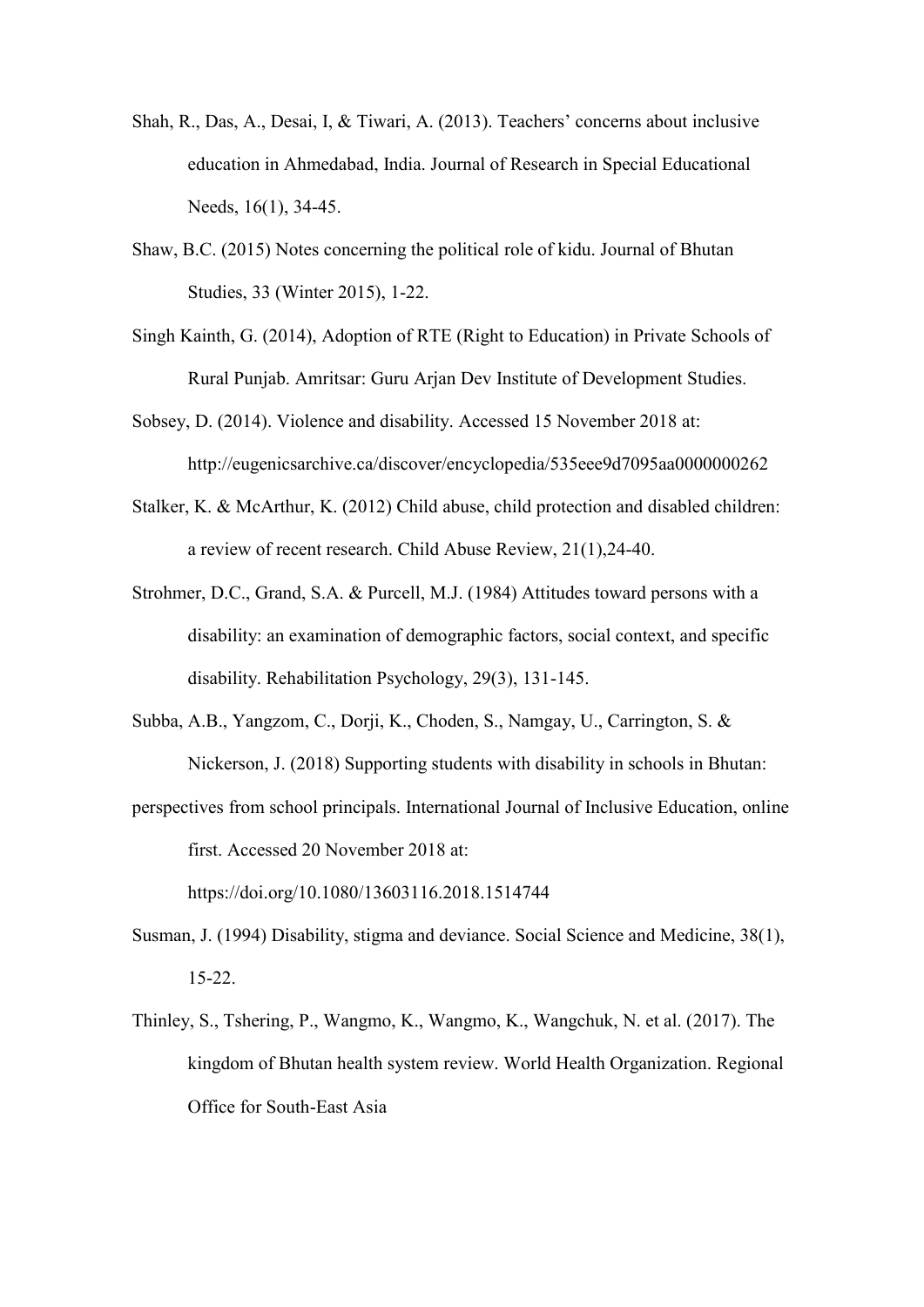Shah, R., Das, A., Desai, I, & Tiwari, A. (2013). Teachers' concerns about inclusive education in Ahmedabad, India. Journal of Research in Special Educational Needs, 16(1), 34-45.

Shaw, B.C. (2015) Notes concerning the political role of kidu. Journal of Bhutan Studies, 33 (Winter 2015), 1-22.

Singh Kainth, G. (2014), Adoption of RTE (Right to Education) in Private Schools of Rural Punjab. Amritsar: Guru Arjan Dev Institute of Development Studies.

Sobsey, D. (2014). Violence and disability. Accessed 15 November 2018 at: http://eugenicsarchive.ca/discover/encyclopedia/535eee9d7095aa0000000262

Stalker, K. & McArthur, K. (2012) Child abuse, child protection and disabled children: a review of recent research. Child Abuse Review, 21(1),24-40.

Strohmer, D.C., Grand, S.A. & Purcell, M.J. (1984) Attitudes toward persons with a disability: an examination of demographic factors, social context, and specific disability. Rehabilitation Psychology, 29(3), 131-145.

Subba, A.B., Yangzom, C., Dorji, K., Choden, S., Namgay, U., Carrington, S. & Nickerson, J. (2018) Supporting students with disability in schools in Bhutan: perspectives from school principals. International Journal of Inclusive Education, online first. Accessed 20 November 2018 at: https://doi.org/10.1080/13603116.2018.1514744

Susman, J. (1994) Disability, stigma and deviance. Social Science and Medicine, 38(1), 15-22.

Thinley, S., Tshering, P., Wangmo, K., Wangmo, K., Wangchuk, N. et al. (2017). The kingdom of Bhutan health system review. World Health Organization. Regional Office for South-East Asia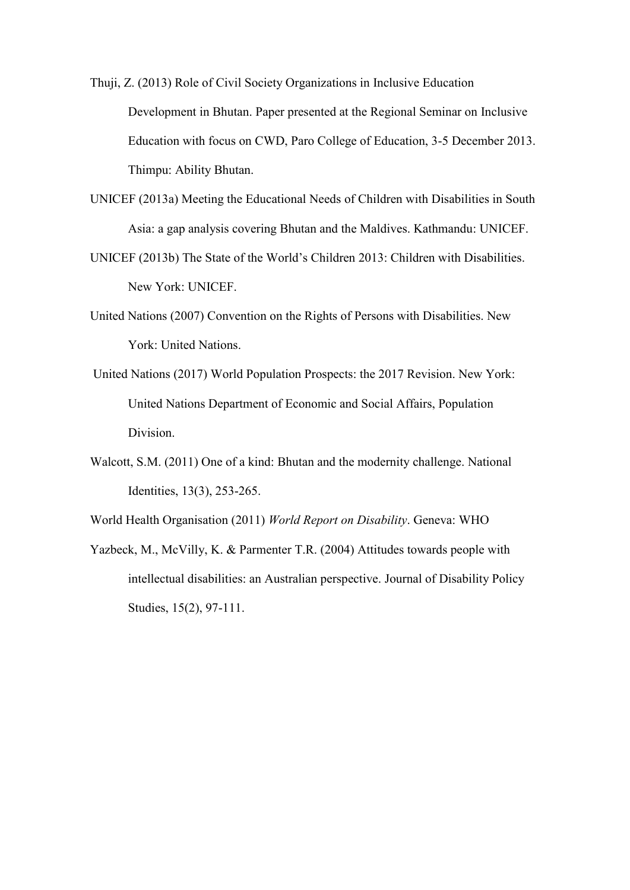Thuji, Z. (2013) Role of Civil Society Organizations in Inclusive Education Development in Bhutan. Paper presented at the Regional Seminar on Inclusive Education with focus on CWD, Paro College of Education, 3-5 December 2013. Thimpu: Ability Bhutan.

UNICEF (2013a) Meeting the Educational Needs of Children with Disabilities in South Asia: a gap analysis covering Bhutan and the Maldives. Kathmandu: UNICEF.

UNICEF (2013b) The State of the World's Children 2013: Children with Disabilities. New York: UNICEF.

United Nations (2007) Convention on the Rights of Persons with Disabilities. New York: United Nations.

United Nations (2017) World Population Prospects: the 2017 Revision. New York: United Nations Department of Economic and Social Affairs, Population Division.

Walcott, S.M. (2011) One of a kind: Bhutan and the modernity challenge. National Identities, 13(3), 253-265.

World Health Organisation (2011) *World Report on Disability*. Geneva: WHO

Yazbeck, M., McVilly, K. & Parmenter T.R. (2004) Attitudes towards people with intellectual disabilities: an Australian perspective. Journal of Disability Policy Studies, 15(2), 97-111.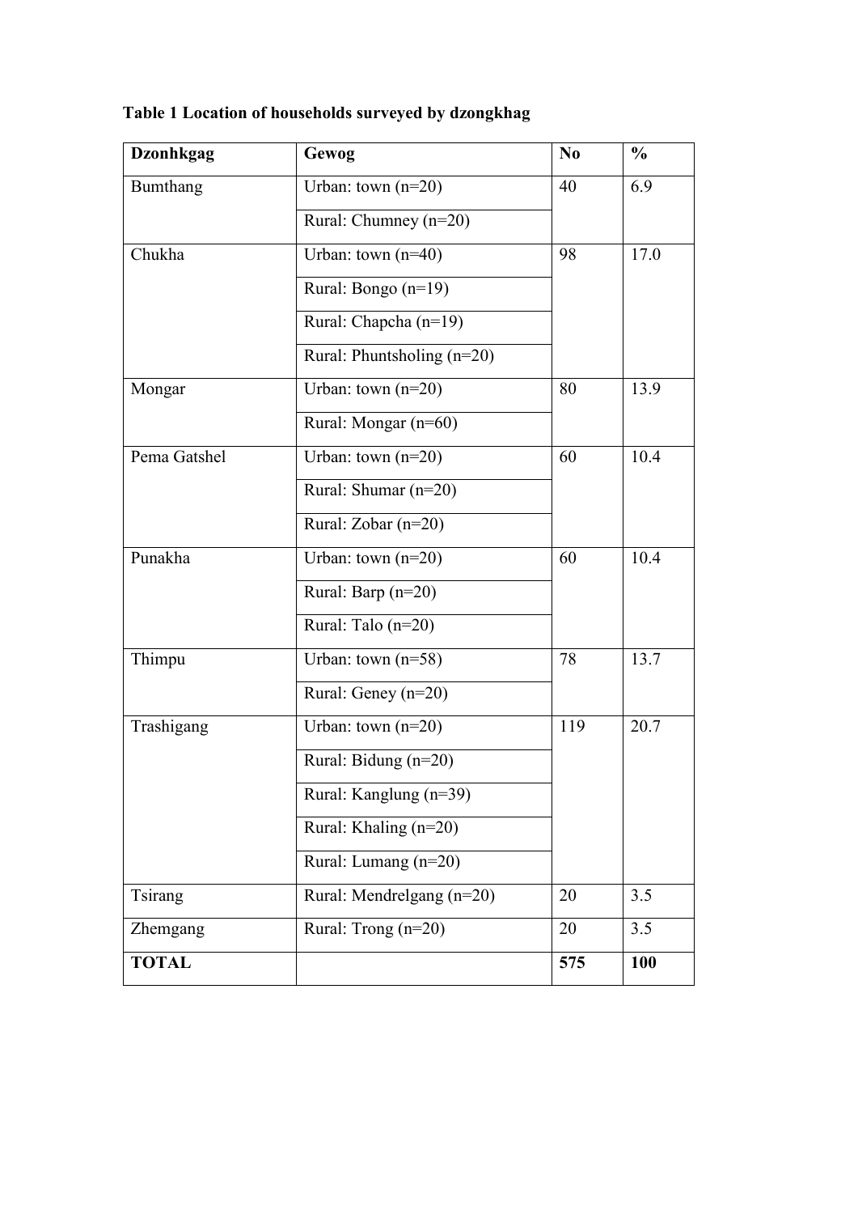**Table 1 Location of households surveyed by dzongkhag**

| Dzonhkgag | Gewog | No | % |
|---|---|---|---|
| Bumthang | Urban: town (n=20) | 40 | 6.9 |
| | Rural: Chumney (n=20) | | |
| Chukha | Urban: town (n=40) | 98 | 17.0 |
| | Rural: Bongo (n=19) | | |
| | Rural: Chapcha (n=19) | | |
| | Rural: Phuntsholing (n=20) | | |
| Mongar | Urban: town (n=20) | 80 | 13.9 |
| | Rural: Mongar (n=60) | | |
| Pema Gatshel | Urban: town (n=20) | 60 | 10.4 |
| | Rural: Shumar (n=20) | | |
| | Rural: Zobar (n=20) | | |
| Punakha | Urban: town (n=20) | 60 | 10.4 |
| | Rural: Barp (n=20) | | |
| | Rural: Talo (n=20) | | |
| Thimpu | Urban: town (n=58) | 78 | 13.7 |
| | Rural: Geney (n=20) | | |
| Trashigang | Urban: town (n=20) | 119 | 20.7 |
| | Rural: Bidung (n=20) | | |
| | Rural: Kanglung (n=39) | | |
| | Rural: Khaling (n=20) | | |
| | Rural: Lumang (n=20) | | |
| Tsirang | Rural: Mendrelgang (n=20) | 20 | 3.5 |
| Zhemgang | Rural: Trong (n=20) | 20 | 3.5 |
| **TOTAL** | | **575** | **100** |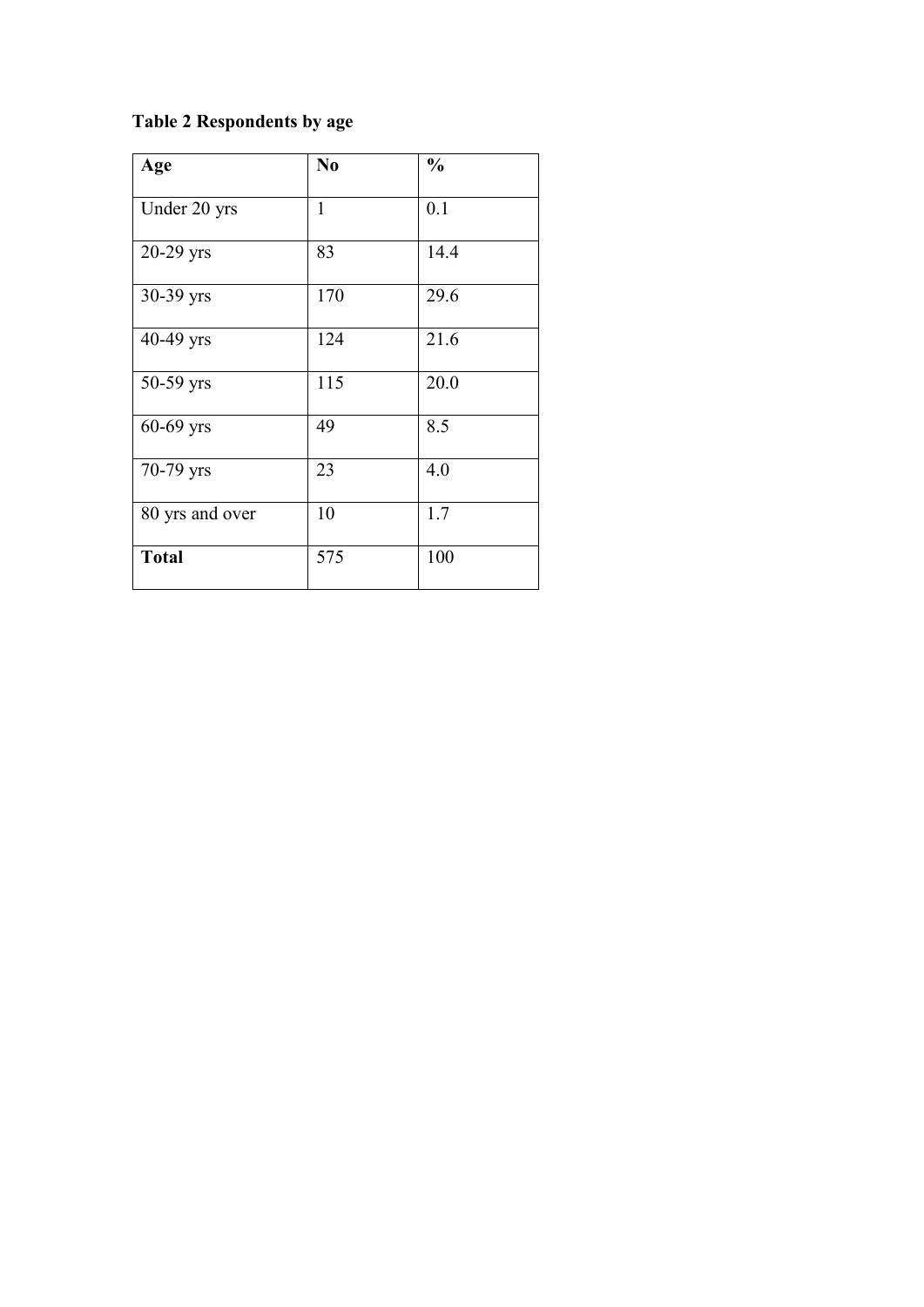**Table 2 Respondents by age**

| **Age** | **No** | **%** |
| --- | --- | --- |
| Under 20 yrs | 1 | 0.1 |
| 20-29 yrs | 83 | 14.4 |
| 30-39 yrs | 170 | 29.6 |
| 40-49 yrs | 124 | 21.6 |
| 50-59 yrs | 115 | 20.0 |
| 60-69 yrs | 49 | 8.5 |
| 70-79 yrs | 23 | 4.0 |
| 80 yrs and over | 10 | 1.7 |
| **Total** | 575 | 100 |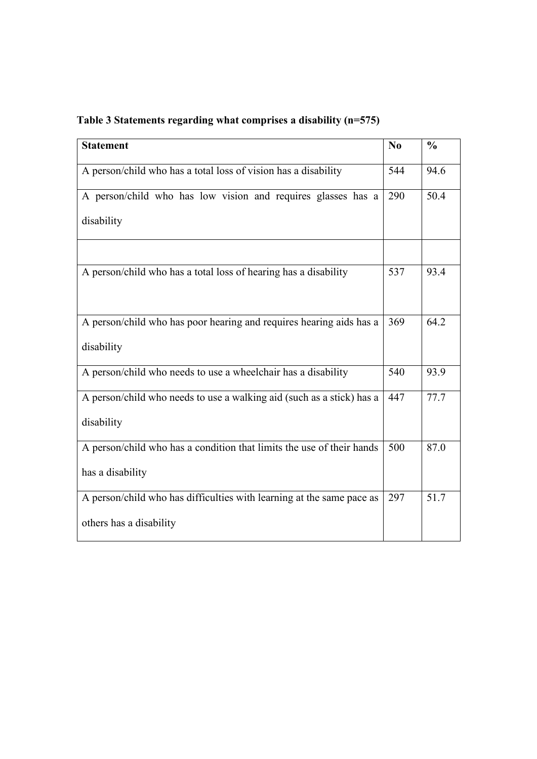**Table 3 Statements regarding what comprises a disability (n=575)**

| Statement | No | % |
|---|---|---|
| A person/child who has a total loss of vision has a disability | 544 | 94.6 |
| A person/child who has low vision and requires glasses has a disability | 290 | 50.4 |
| | | |
| A person/child who has a total loss of hearing has a disability | 537 | 93.4 |
| A person/child who has poor hearing and requires hearing aids has a disability | 369 | 64.2 |
| A person/child who needs to use a wheelchair has a disability | 540 | 93.9 |
| A person/child who needs to use a walking aid (such as a stick) has a disability | 447 | 77.7 |
| A person/child who has a condition that limits the use of their hands has a disability | 500 | 87.0 |
| A person/child who has difficulties with learning at the same pace as others has a disability | 297 | 51.7 |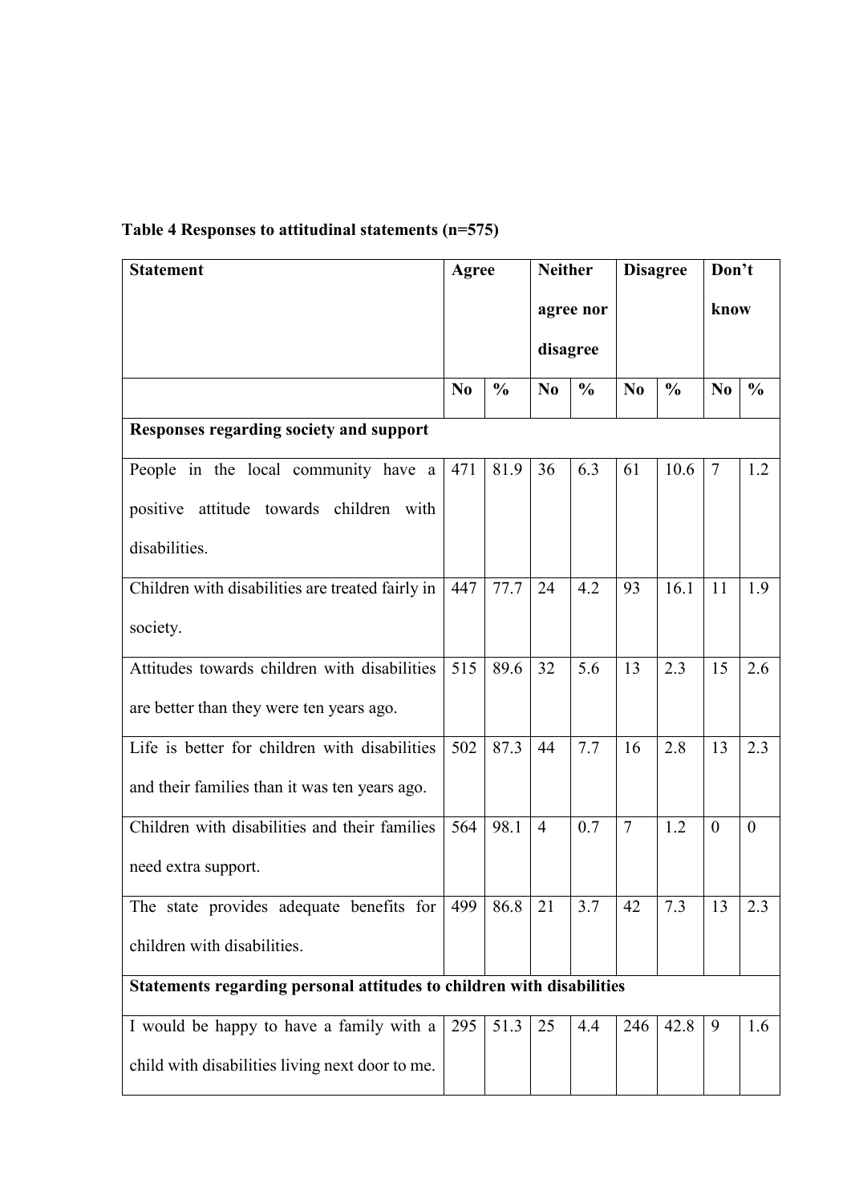**Table 4 Responses to attitudinal statements (n=575)**

| Statement | Agree | | Neither agree nor disagree | | Disagree | | Don't know | |
|---|---|---|---|---|---|---|---|---|
| | No | % | No | % | No | % | No | % |
| **Responses regarding society and support** | | | | | | | | |
| People in the local community have a positive attitude towards children with disabilities. | 471 | 81.9 | 36 | 6.3 | 61 | 10.6 | 7 | 1.2 |
| Children with disabilities are treated fairly in society. | 447 | 77.7 | 24 | 4.2 | 93 | 16.1 | 11 | 1.9 |
| Attitudes towards children with disabilities are better than they were ten years ago. | 515 | 89.6 | 32 | 5.6 | 13 | 2.3 | 15 | 2.6 |
| Life is better for children with disabilities and their families than it was ten years ago. | 502 | 87.3 | 44 | 7.7 | 16 | 2.8 | 13 | 2.3 |
| Children with disabilities and their families need extra support. | 564 | 98.1 | 4 | 0.7 | 7 | 1.2 | 0 | 0 |
| The state provides adequate benefits for children with disabilities. | 499 | 86.8 | 21 | 3.7 | 42 | 7.3 | 13 | 2.3 |
| **Statements regarding personal attitudes to children with disabilities** | | | | | | | | |
| I would be happy to have a family with a child with disabilities living next door to me. | 295 | 51.3 | 25 | 4.4 | 246 | 42.8 | 9 | 1.6 |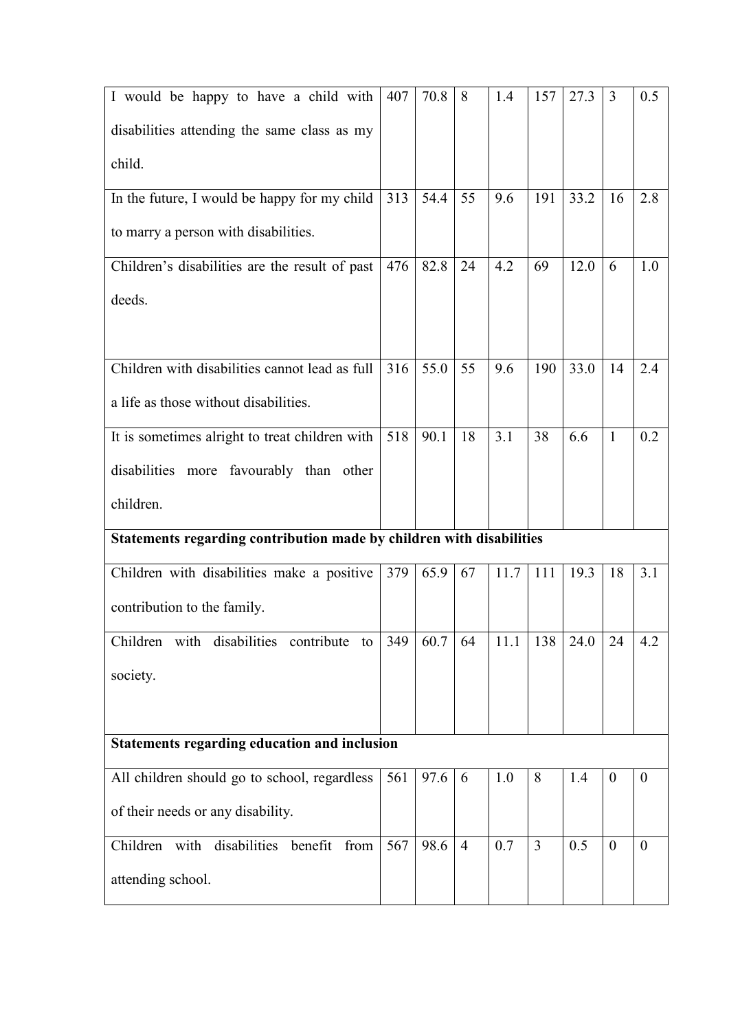| | | | | | | | | |
|---|---|---|---|---|---|---|---|---|
| I would be happy to have a child with disabilities attending the same class as my child. | 407 | 70.8 | 8 | 1.4 | 157 | 27.3 | 3 | 0.5 |
| In the future, I would be happy for my child to marry a person with disabilities. | 313 | 54.4 | 55 | 9.6 | 191 | 33.2 | 16 | 2.8 |
| Children's disabilities are the result of past deeds. | 476 | 82.8 | 24 | 4.2 | 69 | 12.0 | 6 | 1.0 |
| Children with disabilities cannot lead as full a life as those without disabilities. | 316 | 55.0 | 55 | 9.6 | 190 | 33.0 | 14 | 2.4 |
| It is sometimes alright to treat children with disabilities more favourably than other children. | 518 | 90.1 | 18 | 3.1 | 38 | 6.6 | 1 | 0.2 |
| **Statements regarding contribution made by children with disabilities** | | | | | | | | |
| Children with disabilities make a positive contribution to the family. | 379 | 65.9 | 67 | 11.7 | 111 | 19.3 | 18 | 3.1 |
| Children with disabilities contribute to society. | 349 | 60.7 | 64 | 11.1 | 138 | 24.0 | 24 | 4.2 |
| **Statements regarding education and inclusion** | | | | | | | | |
| All children should go to school, regardless of their needs or any disability. | 561 | 97.6 | 6 | 1.0 | 8 | 1.4 | 0 | 0 |
| Children with disabilities benefit from attending school. | 567 | 98.6 | 4 | 0.7 | 3 | 0.5 | 0 | 0 |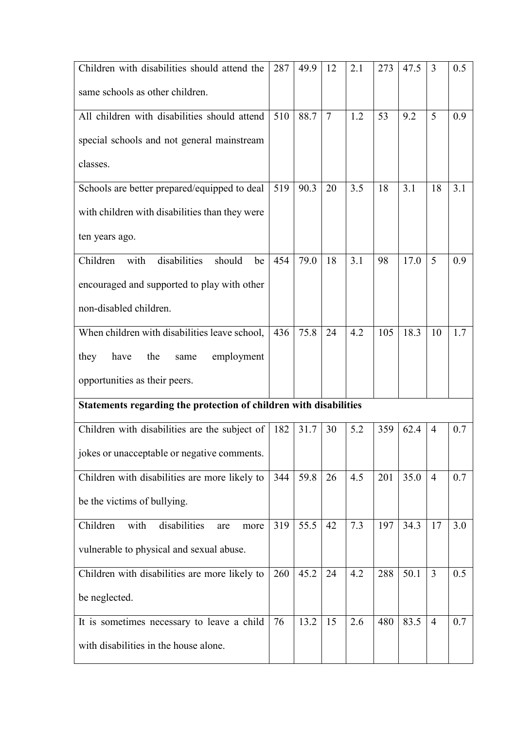| | | | | | | | | |
|---|---|---|---|---|---|---|---|---|
| Children with disabilities should attend the same schools as other children. | 287 | 49.9 | 12 | 2.1 | 273 | 47.5 | 3 | 0.5 |
| All children with disabilities should attend special schools and not general mainstream classes. | 510 | 88.7 | 7 | 1.2 | 53 | 9.2 | 5 | 0.9 |
| Schools are better prepared/equipped to deal with children with disabilities than they were ten years ago. | 519 | 90.3 | 20 | 3.5 | 18 | 3.1 | 18 | 3.1 |
| Children with disabilities should be encouraged and supported to play with other non-disabled children. | 454 | 79.0 | 18 | 3.1 | 98 | 17.0 | 5 | 0.9 |
| When children with disabilities leave school, they have the same employment opportunities as their peers. | 436 | 75.8 | 24 | 4.2 | 105 | 18.3 | 10 | 1.7 |
| **Statements regarding the protection of children with disabilities** | | | | | | | | |
| Children with disabilities are the subject of jokes or unacceptable or negative comments. | 182 | 31.7 | 30 | 5.2 | 359 | 62.4 | 4 | 0.7 |
| Children with disabilities are more likely to be the victims of bullying. | 344 | 59.8 | 26 | 4.5 | 201 | 35.0 | 4 | 0.7 |
| Children with disabilities are more vulnerable to physical and sexual abuse. | 319 | 55.5 | 42 | 7.3 | 197 | 34.3 | 17 | 3.0 |
| Children with disabilities are more likely to be neglected. | 260 | 45.2 | 24 | 4.2 | 288 | 50.1 | 3 | 0.5 |
| It is sometimes necessary to leave a child with disabilities in the house alone. | 76 | 13.2 | 15 | 2.6 | 480 | 83.5 | 4 | 0.7 |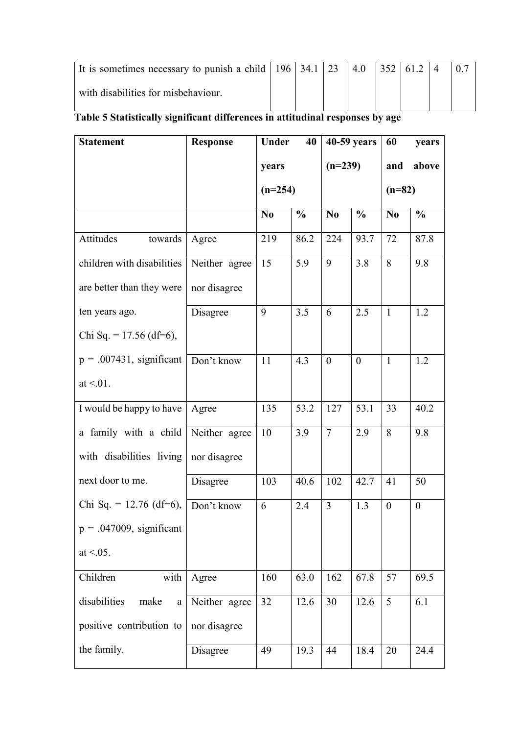| It is sometimes necessary to punish a child with disabilities for misbehaviour. | 196 | 34.1 | 23 | 4.0 | 352 | 61.2 | 4 | 0.7 |
|---|---|---|---|---|---|---|---|---|

**Table 5 Statistically significant differences in attitudinal responses by age**

| Statement | Response | Under 40 years (n=254) | | 40-59 years (n=239) | | 60 years and above (n=82) | |
|---|---|---|---|---|---|---|---|
| | | No | % | No | % | No | % |
| Attitudes towards children with disabilities are better than they were ten years ago. Chi Sq. = 17.56 (df=6), p = .007431, significant at <.01. | Agree | 219 | 86.2 | 224 | 93.7 | 72 | 87.8 |
| | Neither agree nor disagree | 15 | 5.9 | 9 | 3.8 | 8 | 9.8 |
| | Disagree | 9 | 3.5 | 6 | 2.5 | 1 | 1.2 |
| | Don't know | 11 | 4.3 | 0 | 0 | 1 | 1.2 |
| I would be happy to have a family with a child with disabilities living next door to me. Chi Sq. = 12.76 (df=6), p = .047009, significant at <.05. | Agree | 135 | 53.2 | 127 | 53.1 | 33 | 40.2 |
| | Neither agree nor disagree | 10 | 3.9 | 7 | 2.9 | 8 | 9.8 |
| | Disagree | 103 | 40.6 | 102 | 42.7 | 41 | 50 |
| | Don't know | 6 | 2.4 | 3 | 1.3 | 0 | 0 |
| Children with disabilities make a positive contribution to the family. | Agree | 160 | 63.0 | 162 | 67.8 | 57 | 69.5 |
| | Neither agree nor disagree | 32 | 12.6 | 30 | 12.6 | 5 | 6.1 |
| | Disagree | 49 | 19.3 | 44 | 18.4 | 20 | 24.4 |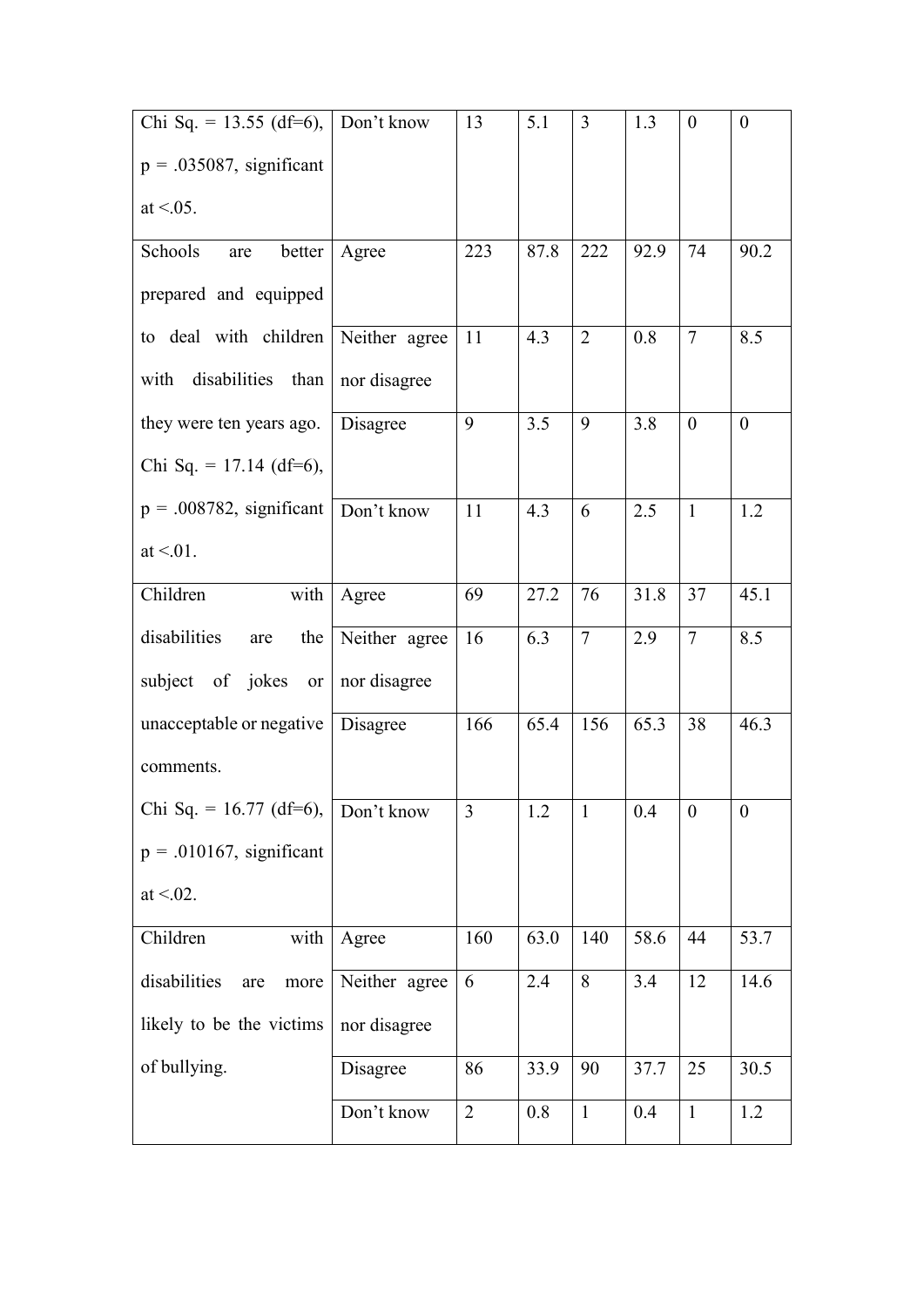| | | | | | | | |
|---|---|---|---|---|---|---|---|
| Chi Sq. = 13.55 (df=6), p = .035087, significant at <.05. | Don't know | 13 | 5.1 | 3 | 1.3 | 0 | 0 |
| Schools are better prepared and equipped to deal with children with disabilities than they were ten years ago. Chi Sq. = 17.14 (df=6), p = .008782, significant at <.01. | Agree | 223 | 87.8 | 222 | 92.9 | 74 | 90.2 |
| | Neither agree nor disagree | 11 | 4.3 | 2 | 0.8 | 7 | 8.5 |
| | Disagree | 9 | 3.5 | 9 | 3.8 | 0 | 0 |
| | Don't know | 11 | 4.3 | 6 | 2.5 | 1 | 1.2 |
| Children with disabilities are the subject of jokes or unacceptable or negative comments. Chi Sq. = 16.77 (df=6), p = .010167, significant at <.02. | Agree | 69 | 27.2 | 76 | 31.8 | 37 | 45.1 |
| | Neither agree nor disagree | 16 | 6.3 | 7 | 2.9 | 7 | 8.5 |
| | Disagree | 166 | 65.4 | 156 | 65.3 | 38 | 46.3 |
| | Don't know | 3 | 1.2 | 1 | 0.4 | 0 | 0 |
| Children with disabilities are more likely to be the victims of bullying. | Agree | 160 | 63.0 | 140 | 58.6 | 44 | 53.7 |
| | Neither agree nor disagree | 6 | 2.4 | 8 | 3.4 | 12 | 14.6 |
| | Disagree | 86 | 33.9 | 90 | 37.7 | 25 | 30.5 |
| | Don't know | 2 | 0.8 | 1 | 0.4 | 1 | 1.2 |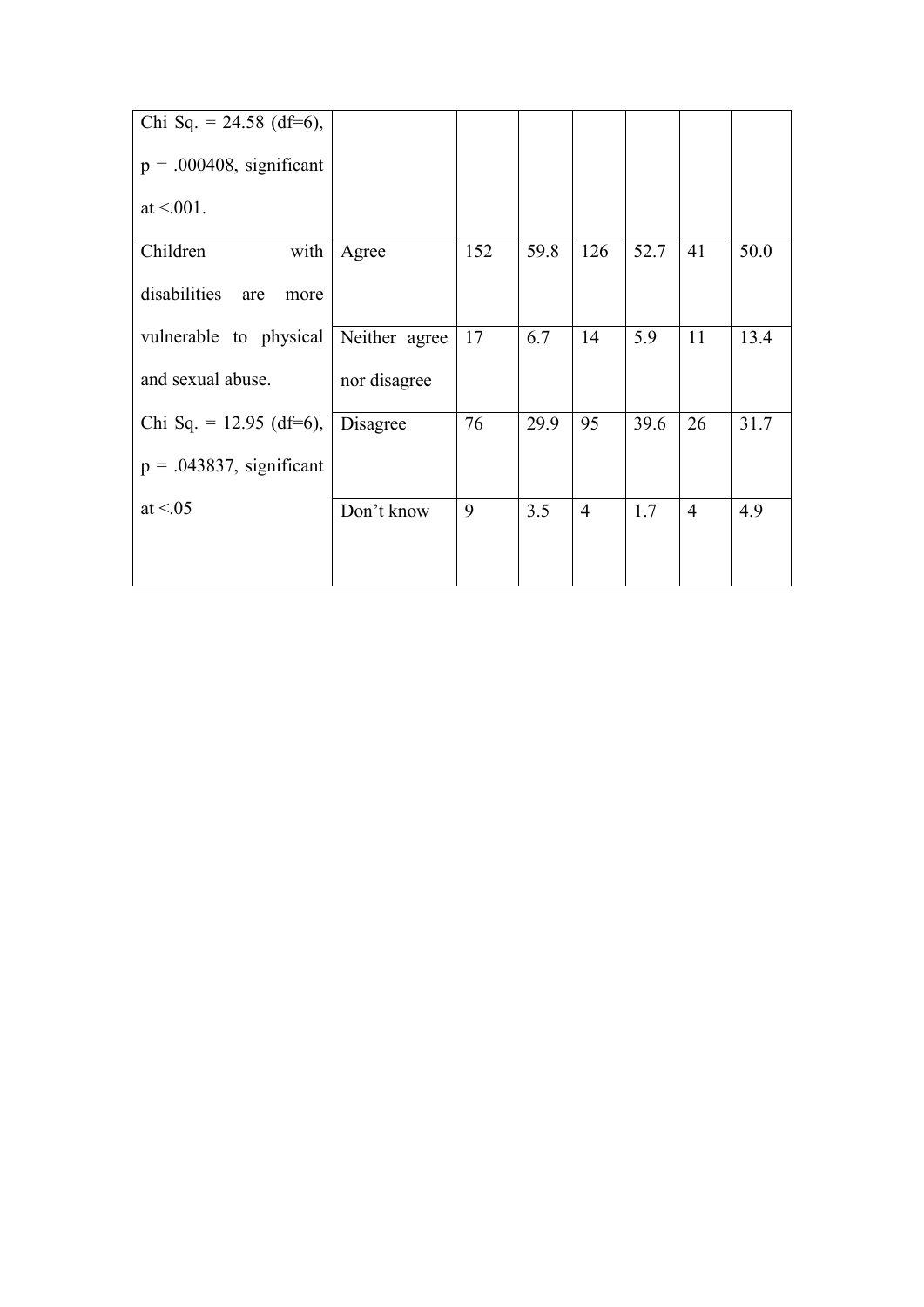| | | | | | | | |
|---|---|---|---|---|---|---|---|
| Chi Sq. = 24.58 (df=6), p = .000408, significant at <.001. | | | | | | | |
| Children with disabilities are more vulnerable to physical and sexual abuse. | Agree | 152 | 59.8 | 126 | 52.7 | 41 | 50.0 |
| | Neither agree nor disagree | 17 | 6.7 | 14 | 5.9 | 11 | 13.4 |
| Chi Sq. = 12.95 (df=6), p = .043837, significant at <.05 | Disagree | 76 | 29.9 | 95 | 39.6 | 26 | 31.7 |
| | Don't know | 9 | 3.5 | 4 | 1.7 | 4 | 4.9 |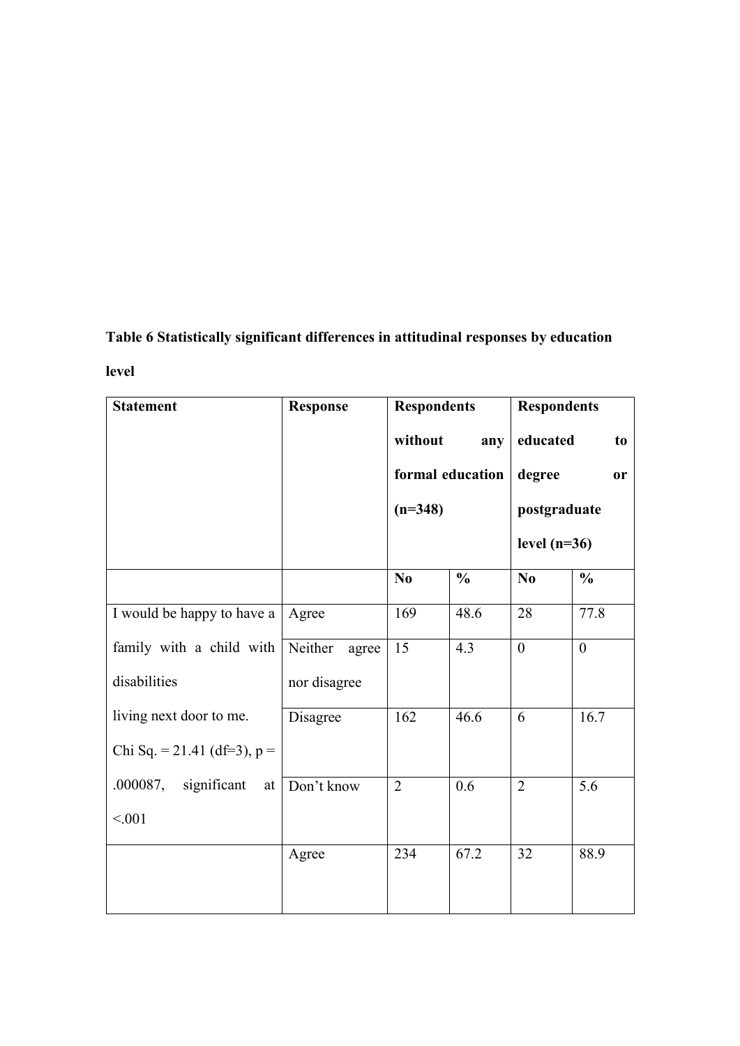**Table 6 Statistically significant differences in attitudinal responses by education level**

| Statement | Response | Respondents without any formal education (n=348) | | Respondents educated to degree or postgraduate level (n=36) | |
|---|---|---|---|---|---|
| | | No | % | No | % |
| I would be happy to have a family with a child with disabilities living next door to me. Chi Sq. = 21.41 (df=3), p = .000087, significant at <.001 | Agree | 169 | 48.6 | 28 | 77.8 |
| | Neither agree nor disagree | 15 | 4.3 | 0 | 0 |
| | Disagree | 162 | 46.6 | 6 | 16.7 |
| | Don't know | 2 | 0.6 | 2 | 5.6 |
| | Agree | 234 | 67.2 | 32 | 88.9 |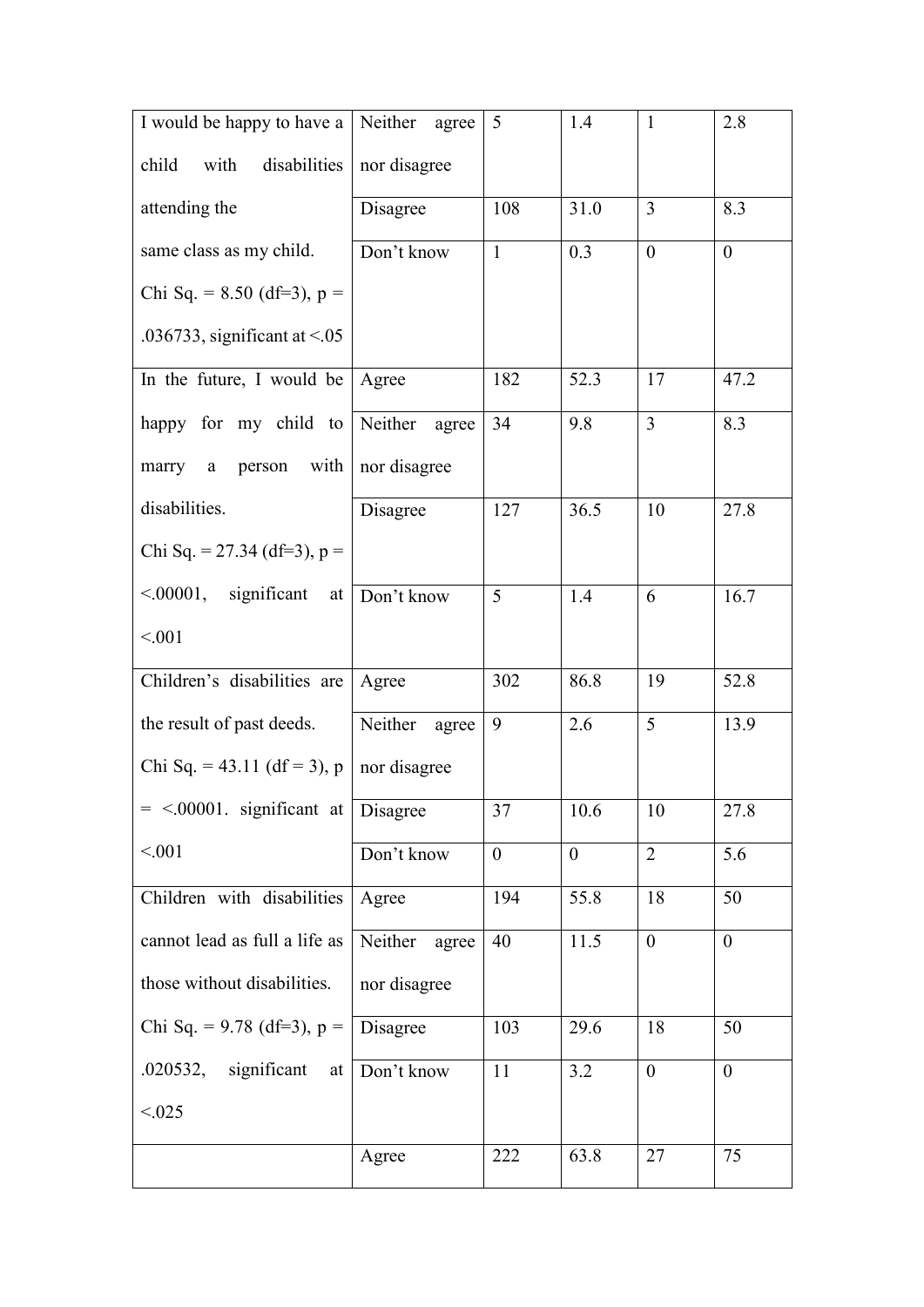| | | | | | |
|---|---|---|---|---|---|
| I would be happy to have a child with disabilities attending the same class as my child. Chi Sq. = 8.50 (df=3), p = .036733, significant at <.05 | Neither agree nor disagree | 5 | 1.4 | 1 | 2.8 |
| | Disagree | 108 | 31.0 | 3 | 8.3 |
| | Don't know | 1 | 0.3 | 0 | 0 |
| In the future, I would be happy for my child to marry a person with disabilities. Chi Sq. = 27.34 (df=3), p = <.00001, significant at <.001 | Agree | 182 | 52.3 | 17 | 47.2 |
| | Neither agree nor disagree | 34 | 9.8 | 3 | 8.3 |
| | Disagree | 127 | 36.5 | 10 | 27.8 |
| | Don't know | 5 | 1.4 | 6 | 16.7 |
| Children's disabilities are the result of past deeds. Chi Sq. = 43.11 (df = 3), p = <.00001. significant at <.001 | Agree | 302 | 86.8 | 19 | 52.8 |
| | Neither agree nor disagree | 9 | 2.6 | 5 | 13.9 |
| | Disagree | 37 | 10.6 | 10 | 27.8 |
| | Don't know | 0 | 0 | 2 | 5.6 |
| Children with disabilities cannot lead as full a life as those without disabilities. Chi Sq. = 9.78 (df=3), p = .020532, significant at <.025 | Agree | 194 | 55.8 | 18 | 50 |
| | Neither agree nor disagree | 40 | 11.5 | 0 | 0 |
| | Disagree | 103 | 29.6 | 18 | 50 |
| | Don't know | 11 | 3.2 | 0 | 0 |
| | Agree | 222 | 63.8 | 27 | 75 |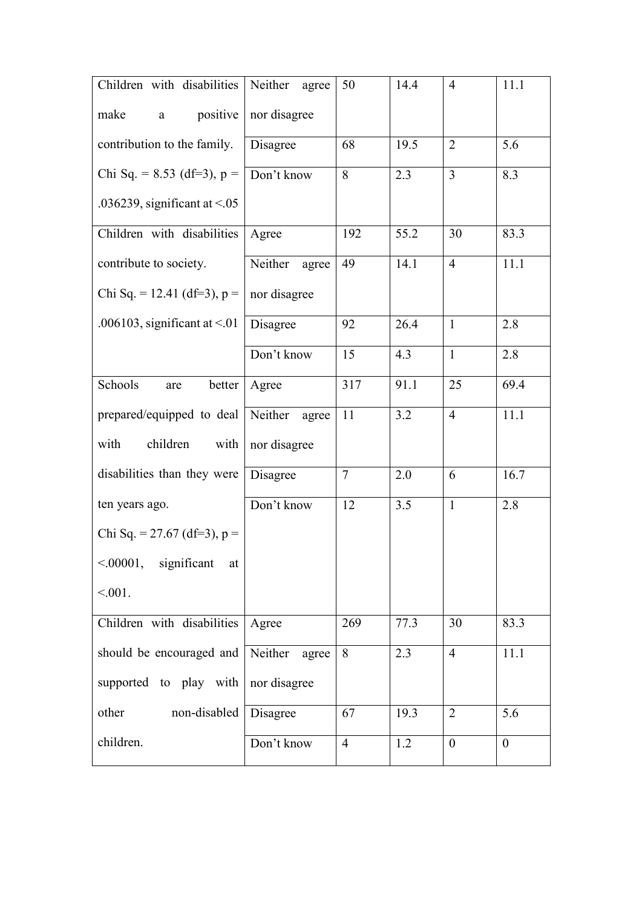| | | | | | |
|---|---|---|---|---|---|
| Children with disabilities make a positive contribution to the family. Chi Sq. = 8.53 (df=3), p = .036239, significant at <.05 | Neither agree nor disagree | 50 | 14.4 | 4 | 11.1 |
| | Disagree | 68 | 19.5 | 2 | 5.6 |
| | Don't know | 8 | 2.3 | 3 | 8.3 |
| Children with disabilities contribute to society. Chi Sq. = 12.41 (df=3), p = .006103, significant at <.01 | Agree | 192 | 55.2 | 30 | 83.3 |
| | Neither agree nor disagree | 49 | 14.1 | 4 | 11.1 |
| | Disagree | 92 | 26.4 | 1 | 2.8 |
| | Don't know | 15 | 4.3 | 1 | 2.8 |
| Schools are better prepared/equipped to deal with children with disabilities than they were ten years ago. Chi Sq. = 27.67 (df=3), p = <.00001, significant at <.001. | Agree | 317 | 91.1 | 25 | 69.4 |
| | Neither agree nor disagree | 11 | 3.2 | 4 | 11.1 |
| | Disagree | 7 | 2.0 | 6 | 16.7 |
| | Don't know | 12 | 3.5 | 1 | 2.8 |
| Children with disabilities should be encouraged and supported to play with other non-disabled children. | Agree | 269 | 77.3 | 30 | 83.3 |
| | Neither agree nor disagree | 8 | 2.3 | 4 | 11.1 |
| | Disagree | 67 | 19.3 | 2 | 5.6 |
| | Don't know | 4 | 1.2 | 0 | 0 |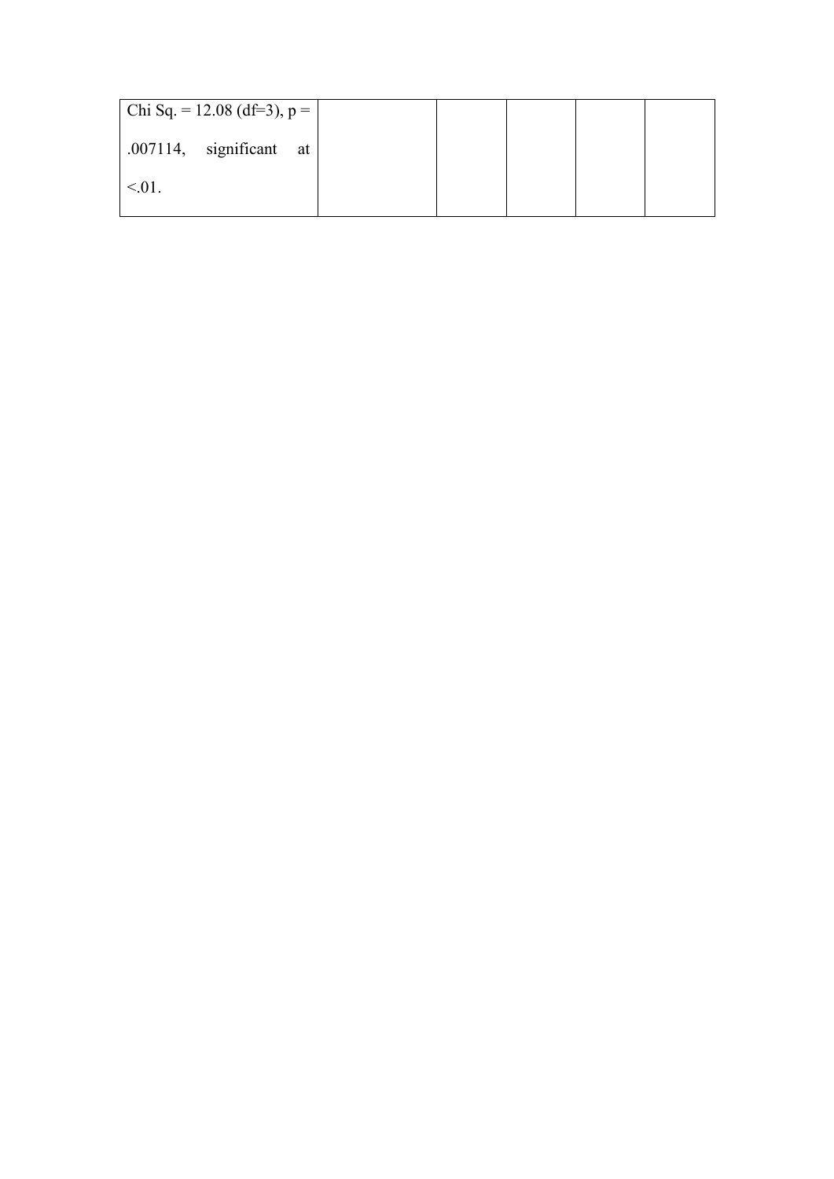| | | | | | |
|---|---|---|---|---|---|
| Chi Sq. = 12.08 (df=3), p = .007114, significant at <.01. | | | | | |